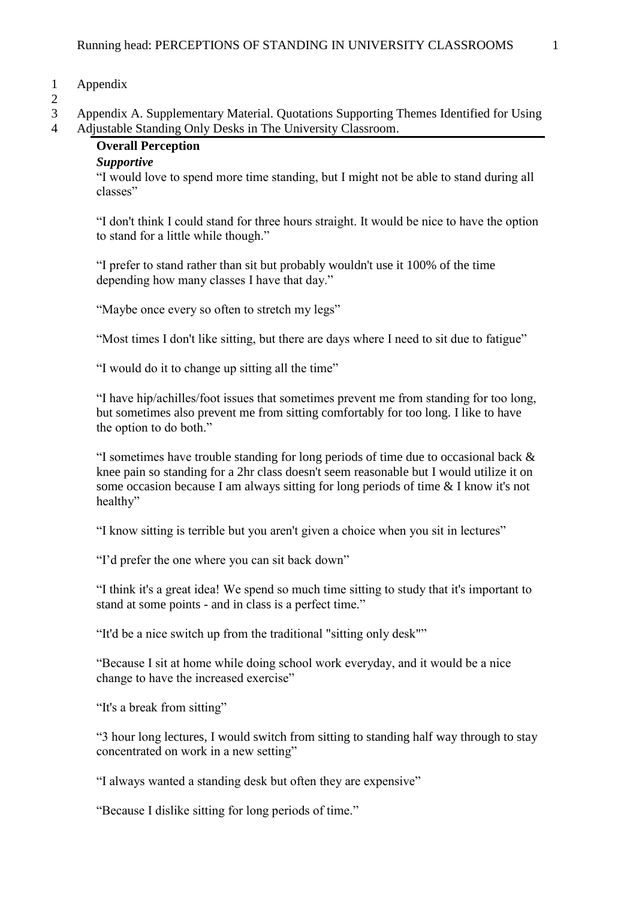Appendix

Appendix A. Supplementary Material. Quotations Supporting Themes Identified for Using Adjustable Standing Only Desks in The University Classroom.

**Overall Perception**

***Supportive***

"I would love to spend more time standing, but I might not be able to stand during all classes"

"I don't think I could stand for three hours straight. It would be nice to have the option to stand for a little while though."

"I prefer to stand rather than sit but probably wouldn't use it 100% of the time depending how many classes I have that day."

"Maybe once every so often to stretch my legs"

"Most times I don't like sitting, but there are days where I need to sit due to fatigue"

"I would do it to change up sitting all the time"

"I have hip/achilles/foot issues that sometimes prevent me from standing for too long, but sometimes also prevent me from sitting comfortably for too long. I like to have the option to do both."

"I sometimes have trouble standing for long periods of time due to occasional back & knee pain so standing for a 2hr class doesn't seem reasonable but I would utilize it on some occasion because I am always sitting for long periods of time & I know it's not healthy"

"I know sitting is terrible but you aren't given a choice when you sit in lectures"

"I'd prefer the one where you can sit back down"

"I think it's a great idea! We spend so much time sitting to study that it's important to stand at some points - and in class is a perfect time."

"It'd be a nice switch up from the traditional "sitting only desk""

"Because I sit at home while doing school work everyday, and it would be a nice change to have the increased exercise"

"It's a break from sitting"

"3 hour long lectures, I would switch from sitting to standing half way through to stay concentrated on work in a new setting"

"I always wanted a standing desk but often they are expensive"

"Because I dislike sitting for long periods of time."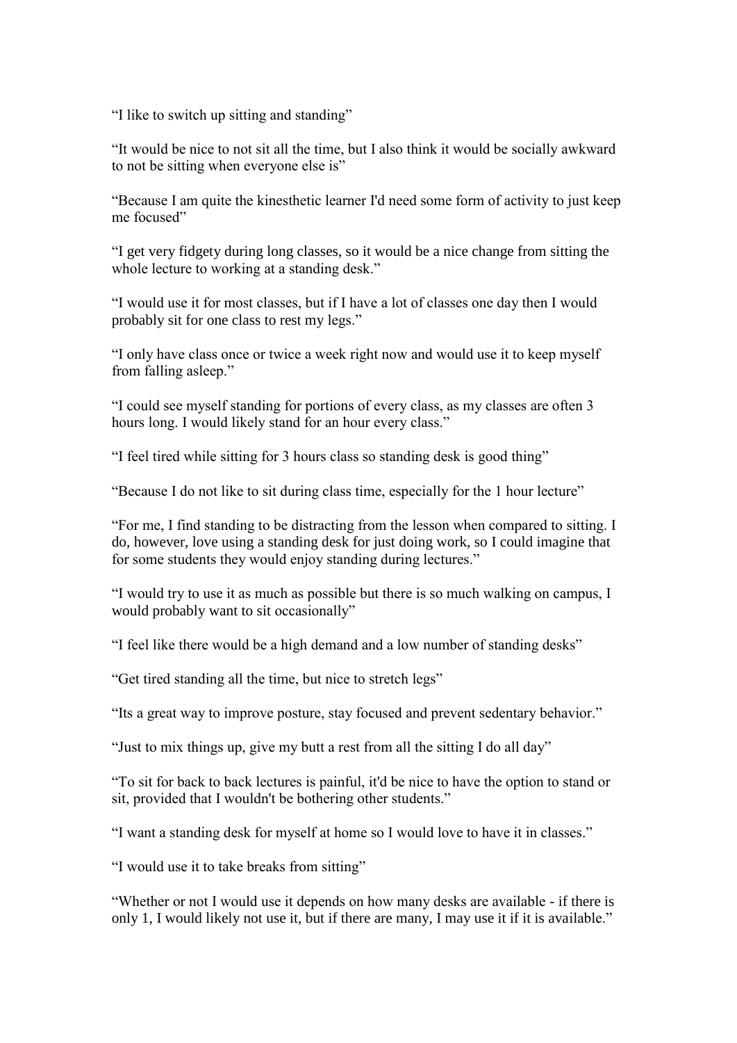"I like to switch up sitting and standing"

"It would be nice to not sit all the time, but I also think it would be socially awkward to not be sitting when everyone else is"

"Because I am quite the kinesthetic learner I'd need some form of activity to just keep me focused"

"I get very fidgety during long classes, so it would be a nice change from sitting the whole lecture to working at a standing desk."

"I would use it for most classes, but if I have a lot of classes one day then I would probably sit for one class to rest my legs."

"I only have class once or twice a week right now and would use it to keep myself from falling asleep."

"I could see myself standing for portions of every class, as my classes are often 3 hours long. I would likely stand for an hour every class."

"I feel tired while sitting for 3 hours class so standing desk is good thing"

"Because I do not like to sit during class time, especially for the 1 hour lecture"

"For me, I find standing to be distracting from the lesson when compared to sitting. I do, however, love using a standing desk for just doing work, so I could imagine that for some students they would enjoy standing during lectures."

"I would try to use it as much as possible but there is so much walking on campus, I would probably want to sit occasionally"

"I feel like there would be a high demand and a low number of standing desks"

"Get tired standing all the time, but nice to stretch legs"

"Its a great way to improve posture, stay focused and prevent sedentary behavior."

"Just to mix things up, give my butt a rest from all the sitting I do all day"

"To sit for back to back lectures is painful, it'd be nice to have the option to stand or sit, provided that I wouldn't be bothering other students."

"I want a standing desk for myself at home so I would love to have it in classes."

"I would use it to take breaks from sitting"

"Whether or not I would use it depends on how many desks are available - if there is only 1, I would likely not use it, but if there are many, I may use it if it is available."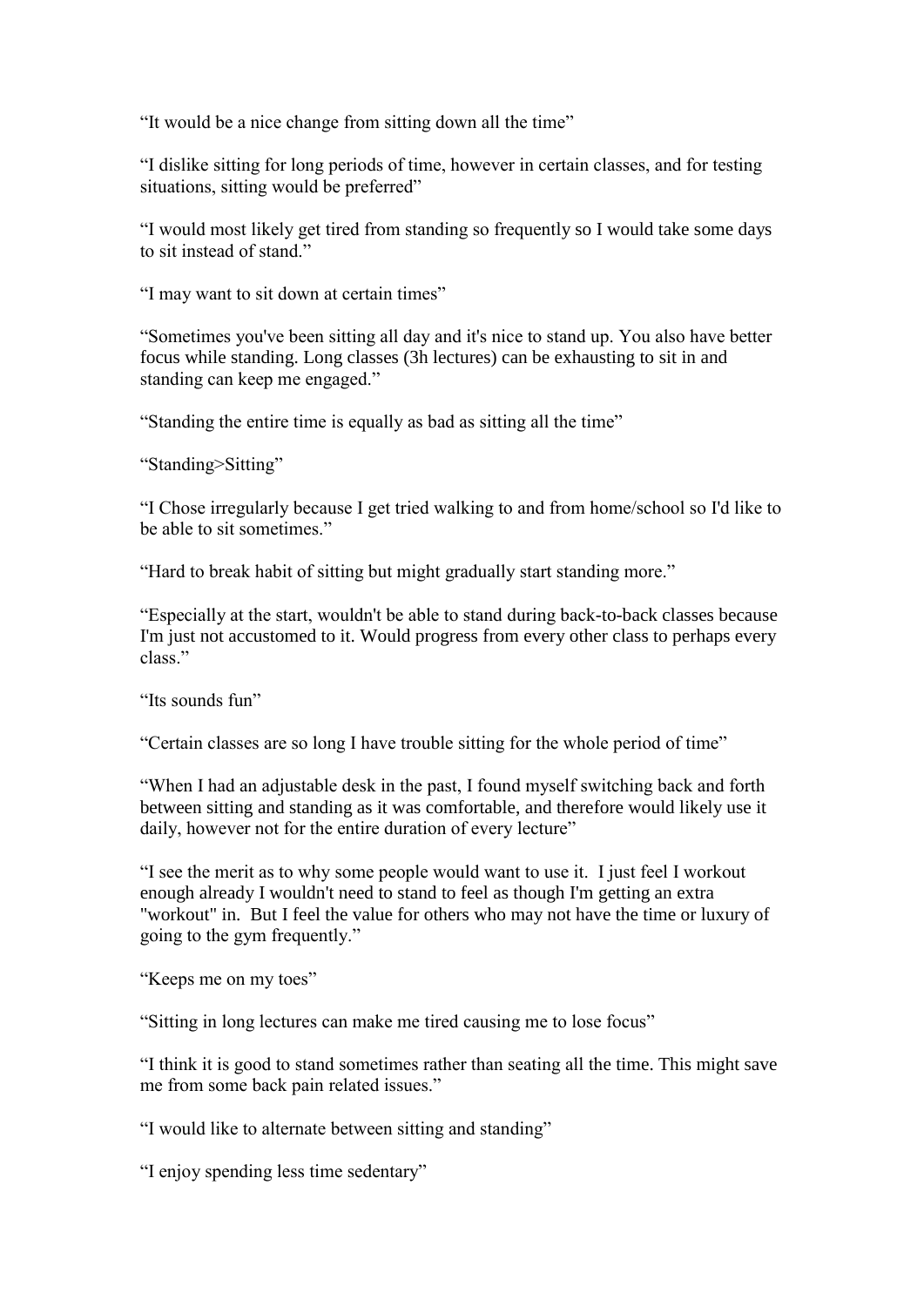"It would be a nice change from sitting down all the time"

"I dislike sitting for long periods of time, however in certain classes, and for testing situations, sitting would be preferred"

"I would most likely get tired from standing so frequently so I would take some days to sit instead of stand."

"I may want to sit down at certain times"

"Sometimes you've been sitting all day and it's nice to stand up. You also have better focus while standing. Long classes (3h lectures) can be exhausting to sit in and standing can keep me engaged."

"Standing the entire time is equally as bad as sitting all the time"

"Standing>Sitting"

"I Chose irregularly because I get tried walking to and from home/school so I'd like to be able to sit sometimes."

"Hard to break habit of sitting but might gradually start standing more."

"Especially at the start, wouldn't be able to stand during back-to-back classes because I'm just not accustomed to it. Would progress from every other class to perhaps every class."

"Its sounds fun"

"Certain classes are so long I have trouble sitting for the whole period of time"

"When I had an adjustable desk in the past, I found myself switching back and forth between sitting and standing as it was comfortable, and therefore would likely use it daily, however not for the entire duration of every lecture"

"I see the merit as to why some people would want to use it. I just feel I workout enough already I wouldn't need to stand to feel as though I'm getting an extra "workout" in. But I feel the value for others who may not have the time or luxury of going to the gym frequently."

"Keeps me on my toes"

"Sitting in long lectures can make me tired causing me to lose focus"

"I think it is good to stand sometimes rather than seating all the time. This might save me from some back pain related issues."

"I would like to alternate between sitting and standing"

"I enjoy spending less time sedentary"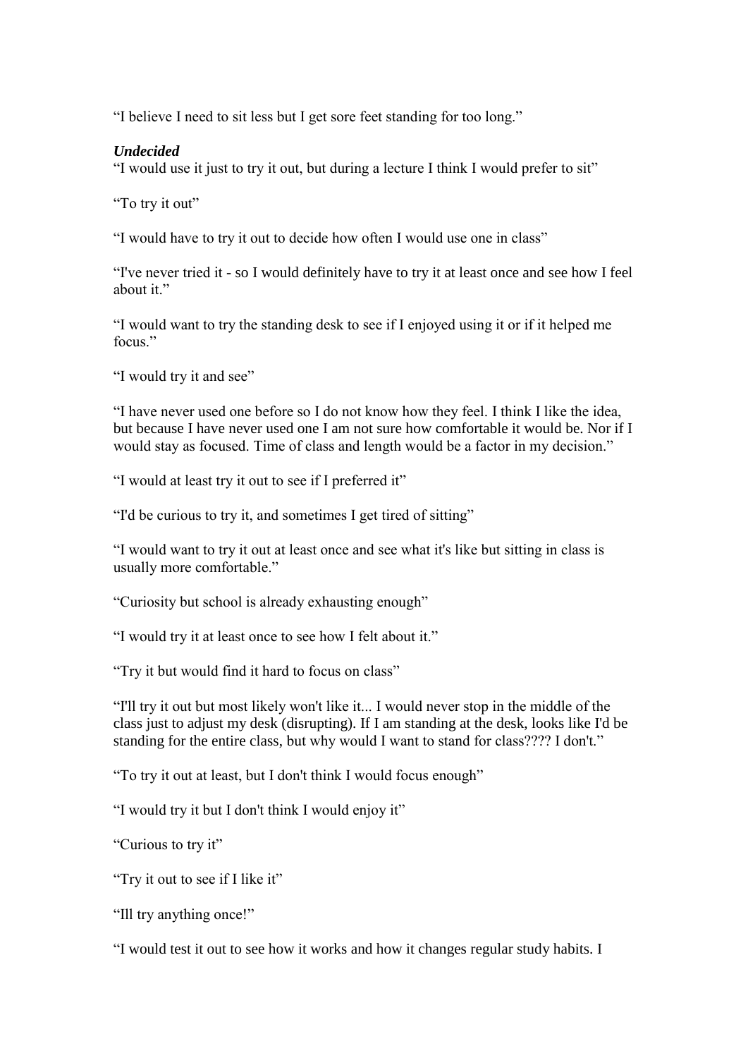"I believe I need to sit less but I get sore feet standing for too long."

***Undecided***

"I would use it just to try it out, but during a lecture I think I would prefer to sit"

"To try it out"

"I would have to try it out to decide how often I would use one in class"

"I've never tried it - so I would definitely have to try it at least once and see how I feel about it."

"I would want to try the standing desk to see if I enjoyed using it or if it helped me focus."

"I would try it and see"

"I have never used one before so I do not know how they feel. I think I like the idea, but because I have never used one I am not sure how comfortable it would be. Nor if I would stay as focused. Time of class and length would be a factor in my decision."

"I would at least try it out to see if I preferred it"

"I'd be curious to try it, and sometimes I get tired of sitting"

"I would want to try it out at least once and see what it's like but sitting in class is usually more comfortable."

"Curiosity but school is already exhausting enough"

"I would try it at least once to see how I felt about it."

"Try it but would find it hard to focus on class"

"I'll try it out but most likely won't like it... I would never stop in the middle of the class just to adjust my desk (disrupting). If I am standing at the desk, looks like I'd be standing for the entire class, but why would I want to stand for class???? I don't."

"To try it out at least, but I don't think I would focus enough"

"I would try it but I don't think I would enjoy it"

"Curious to try it"

"Try it out to see if I like it"

"Ill try anything once!"

"I would test it out to see how it works and how it changes regular study habits. I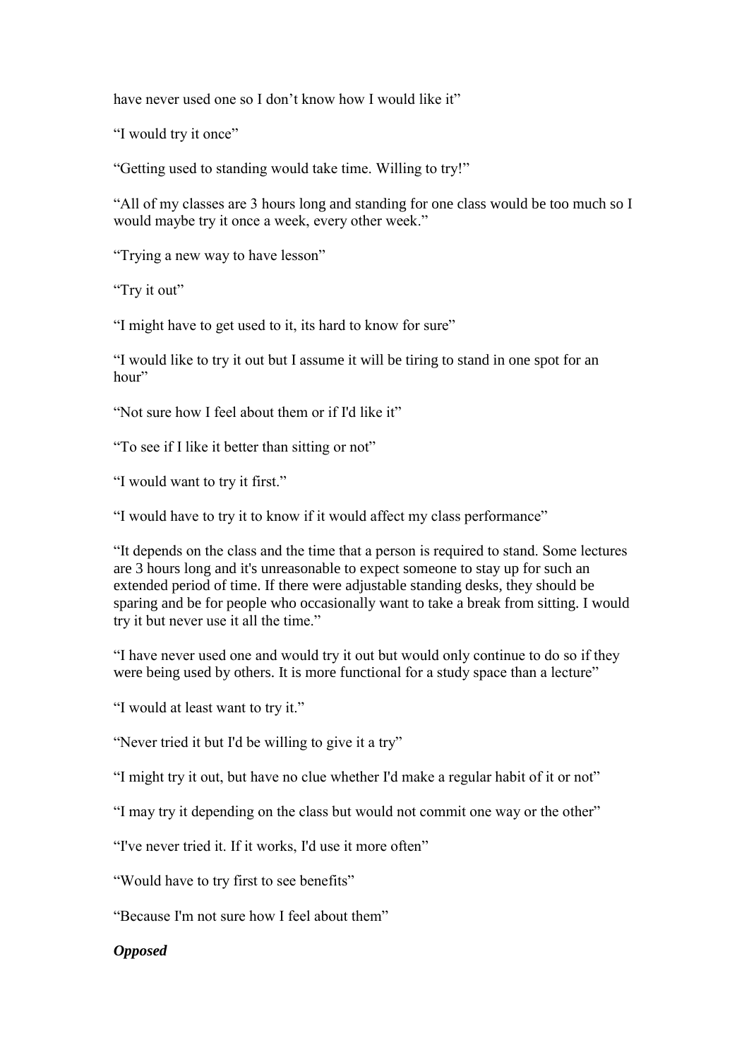have never used one so I don’t know how I would like it”

“I would try it once”

“Getting used to standing would take time. Willing to try!”

“All of my classes are 3 hours long and standing for one class would be too much so I would maybe try it once a week, every other week.”

“Trying a new way to have lesson”

“Try it out”

“I might have to get used to it, its hard to know for sure”

“I would like to try it out but I assume it will be tiring to stand in one spot for an hour”

“Not sure how I feel about them or if I'd like it”

“To see if I like it better than sitting or not”

“I would want to try it first.”

“I would have to try it to know if it would affect my class performance”

“It depends on the class and the time that a person is required to stand. Some lectures are 3 hours long and it's unreasonable to expect someone to stay up for such an extended period of time. If there were adjustable standing desks, they should be sparing and be for people who occasionally want to take a break from sitting. I would try it but never use it all the time.”

“I have never used one and would try it out but would only continue to do so if they were being used by others. It is more functional for a study space than a lecture”

“I would at least want to try it.”

“Never tried it but I'd be willing to give it a try”

“I might try it out, but have no clue whether I'd make a regular habit of it or not”

“I may try it depending on the class but would not commit one way or the other”

“I've never tried it. If it works, I'd use it more often”

“Would have to try first to see benefits”

“Because I'm not sure how I feel about them”

***Opposed***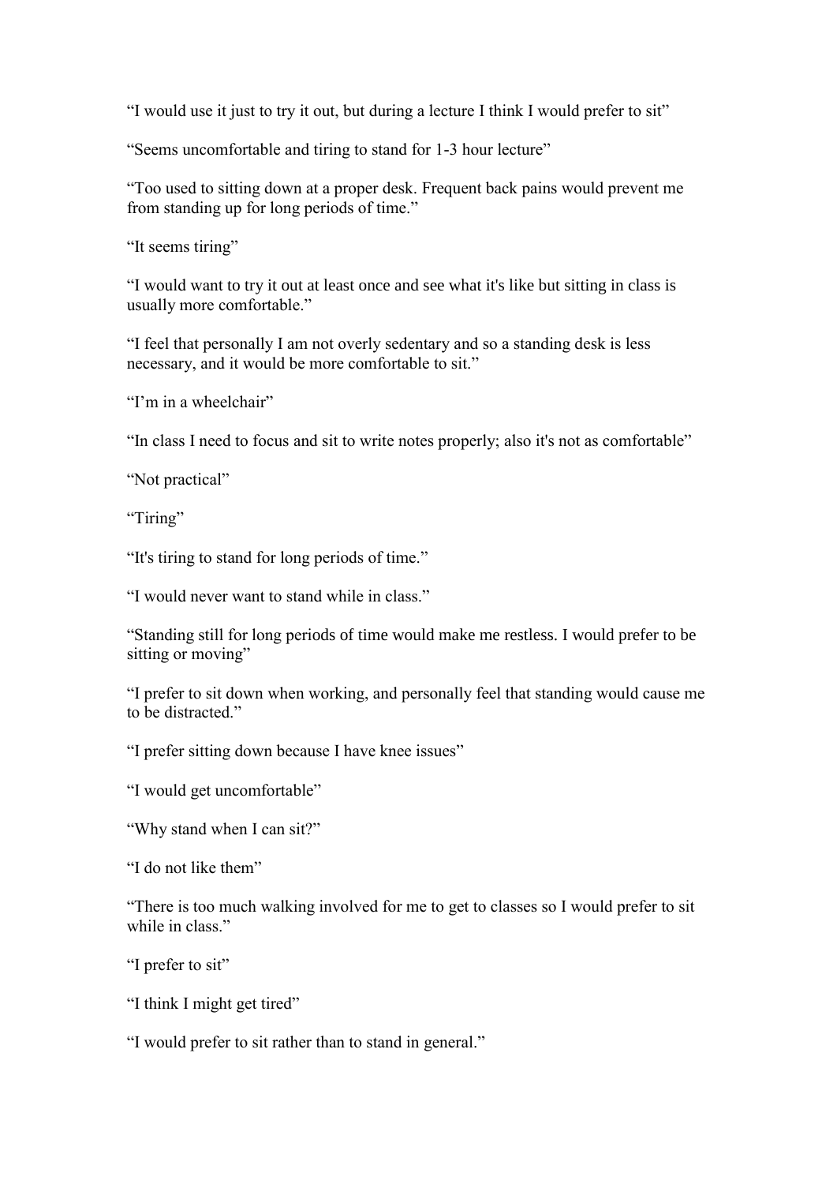“I would use it just to try it out, but during a lecture I think I would prefer to sit”

“Seems uncomfortable and tiring to stand for 1-3 hour lecture”

“Too used to sitting down at a proper desk. Frequent back pains would prevent me from standing up for long periods of time.”

“It seems tiring”

“I would want to try it out at least once and see what it's like but sitting in class is usually more comfortable.”

“I feel that personally I am not overly sedentary and so a standing desk is less necessary, and it would be more comfortable to sit.”

“I’m in a wheelchair”

“In class I need to focus and sit to write notes properly; also it's not as comfortable”

“Not practical”

“Tiring”

“It's tiring to stand for long periods of time.”

“I would never want to stand while in class.”

“Standing still for long periods of time would make me restless. I would prefer to be sitting or moving”

“I prefer to sit down when working, and personally feel that standing would cause me to be distracted.”

“I prefer sitting down because I have knee issues”

“I would get uncomfortable”

“Why stand when I can sit?”

“I do not like them”

“There is too much walking involved for me to get to classes so I would prefer to sit while in class.”

“I prefer to sit”

“I think I might get tired”

“I would prefer to sit rather than to stand in general.”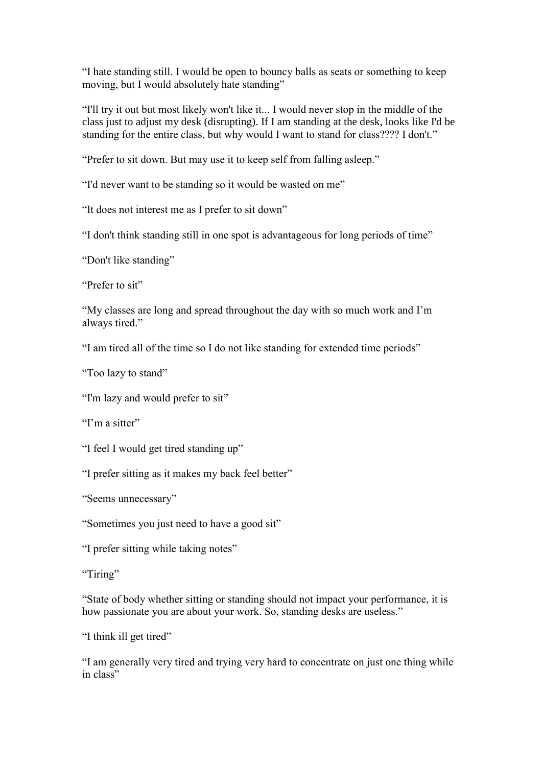"I hate standing still. I would be open to bouncy balls as seats or something to keep moving, but I would absolutely hate standing"

"I'll try it out but most likely won't like it... I would never stop in the middle of the class just to adjust my desk (disrupting). If I am standing at the desk, looks like I'd be standing for the entire class, but why would I want to stand for class???? I don't."

"Prefer to sit down. But may use it to keep self from falling asleep."

"I'd never want to be standing so it would be wasted on me"

"It does not interest me as I prefer to sit down"

"I don't think standing still in one spot is advantageous for long periods of time"

"Don't like standing"

"Prefer to sit"

"My classes are long and spread throughout the day with so much work and I'm always tired."

"I am tired all of the time so I do not like standing for extended time periods"

"Too lazy to stand"

"I'm lazy and would prefer to sit"

"I'm a sitter"

"I feel I would get tired standing up"

"I prefer sitting as it makes my back feel better"

"Seems unnecessary"

"Sometimes you just need to have a good sit"

"I prefer sitting while taking notes"

"Tiring"

"State of body whether sitting or standing should not impact your performance, it is how passionate you are about your work. So, standing desks are useless."

"I think ill get tired"

"I am generally very tired and trying very hard to concentrate on just one thing while in class"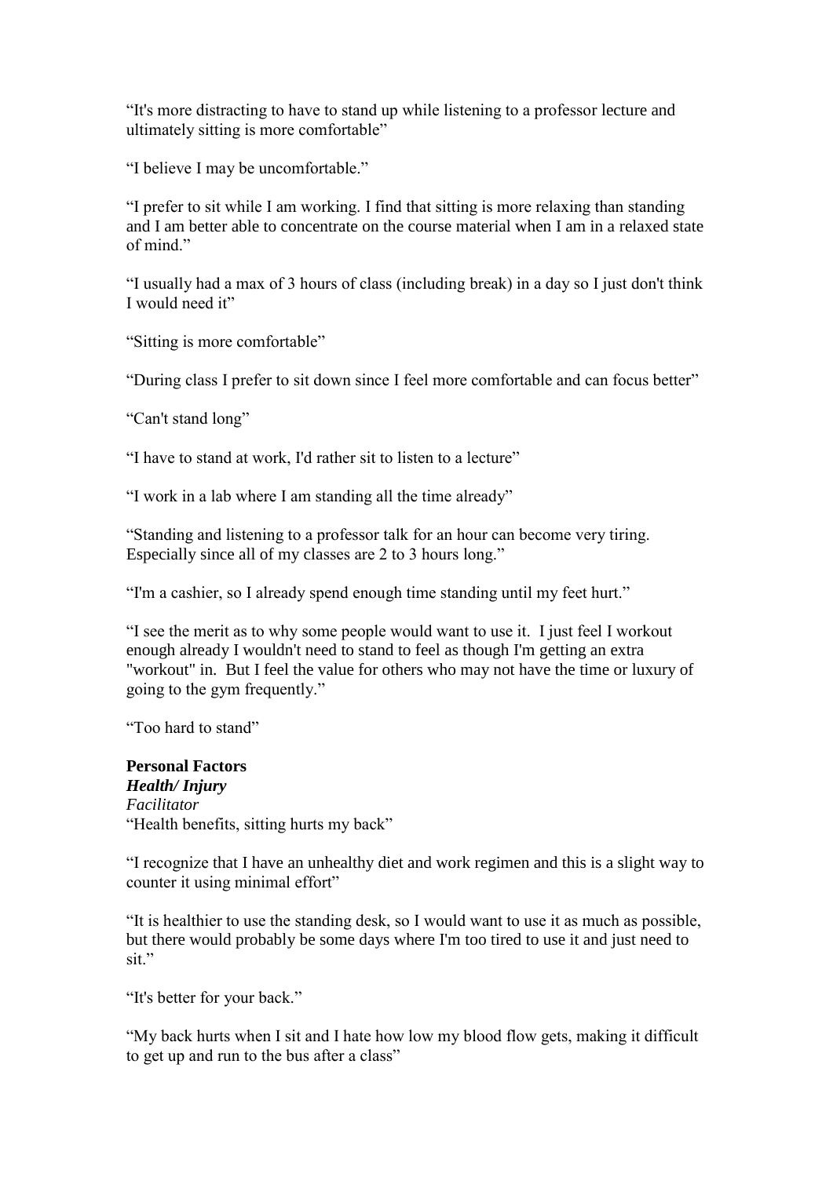"It's more distracting to have to stand up while listening to a professor lecture and ultimately sitting is more comfortable"

"I believe I may be uncomfortable."

"I prefer to sit while I am working. I find that sitting is more relaxing than standing and I am better able to concentrate on the course material when I am in a relaxed state of mind."

"I usually had a max of 3 hours of class (including break) in a day so I just don't think I would need it"

"Sitting is more comfortable"

"During class I prefer to sit down since I feel more comfortable and can focus better"

"Can't stand long"

"I have to stand at work, I'd rather sit to listen to a lecture"

"I work in a lab where I am standing all the time already"

"Standing and listening to a professor talk for an hour can become very tiring. Especially since all of my classes are 2 to 3 hours long."

"I'm a cashier, so I already spend enough time standing until my feet hurt."

"I see the merit as to why some people would want to use it. I just feel I workout enough already I wouldn't need to stand to feel as though I'm getting an extra "workout" in. But I feel the value for others who may not have the time or luxury of going to the gym frequently."

"Too hard to stand"

**Personal Factors**

***Health/ Injury***

*Facilitator*

"Health benefits, sitting hurts my back"

"I recognize that I have an unhealthy diet and work regimen and this is a slight way to counter it using minimal effort"

"It is healthier to use the standing desk, so I would want to use it as much as possible, but there would probably be some days where I'm too tired to use it and just need to sit."

"It's better for your back."

"My back hurts when I sit and I hate how low my blood flow gets, making it difficult to get up and run to the bus after a class"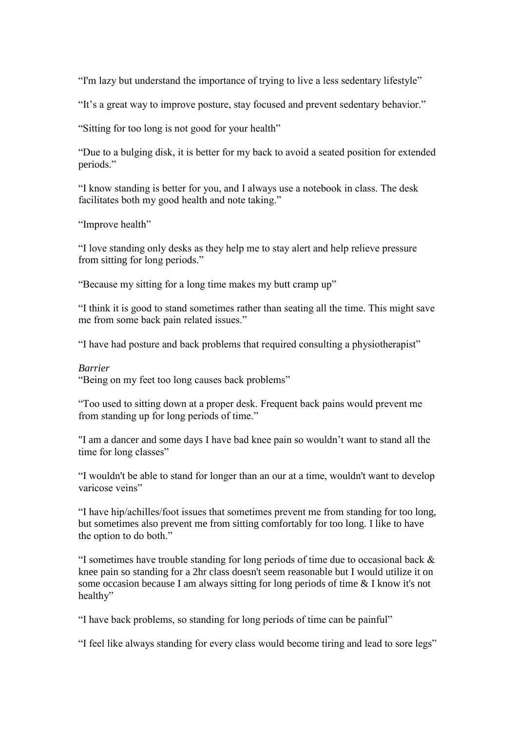“I'm lazy but understand the importance of trying to live a less sedentary lifestyle”

“It’s a great way to improve posture, stay focused and prevent sedentary behavior.”

“Sitting for too long is not good for your health”

“Due to a bulging disk, it is better for my back to avoid a seated position for extended periods.”

“I know standing is better for you, and I always use a notebook in class. The desk facilitates both my good health and note taking.”

“Improve health”

“I love standing only desks as they help me to stay alert and help relieve pressure from sitting for long periods.”

“Because my sitting for a long time makes my butt cramp up”

“I think it is good to stand sometimes rather than seating all the time. This might save me from some back pain related issues.”

“I have had posture and back problems that required consulting a physiotherapist”

*Barrier*

“Being on my feet too long causes back problems”

“Too used to sitting down at a proper desk. Frequent back pains would prevent me from standing up for long periods of time.”

"I am a dancer and some days I have bad knee pain so wouldn’t want to stand all the time for long classes”

“I wouldn't be able to stand for longer than an our at a time, wouldn't want to develop varicose veins”

“I have hip/achilles/foot issues that sometimes prevent me from standing for too long, but sometimes also prevent me from sitting comfortably for too long. I like to have the option to do both.”

“I sometimes have trouble standing for long periods of time due to occasional back & knee pain so standing for a 2hr class doesn't seem reasonable but I would utilize it on some occasion because I am always sitting for long periods of time & I know it's not healthy”

“I have back problems, so standing for long periods of time can be painful”

“I feel like always standing for every class would become tiring and lead to sore legs”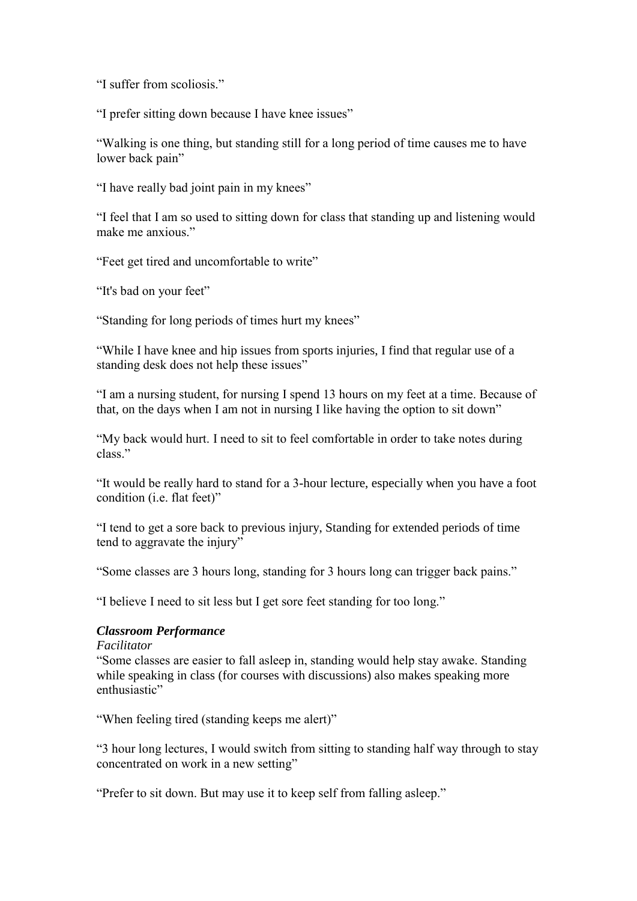“I suffer from scoliosis.”

“I prefer sitting down because I have knee issues”

“Walking is one thing, but standing still for a long period of time causes me to have lower back pain”

“I have really bad joint pain in my knees”

“I feel that I am so used to sitting down for class that standing up and listening would make me anxious.”

“Feet get tired and uncomfortable to write”

“It's bad on your feet”

“Standing for long periods of times hurt my knees”

“While I have knee and hip issues from sports injuries, I find that regular use of a standing desk does not help these issues”

“I am a nursing student, for nursing I spend 13 hours on my feet at a time. Because of that, on the days when I am not in nursing I like having the option to sit down”

“My back would hurt. I need to sit to feel comfortable in order to take notes during class.”

“It would be really hard to stand for a 3-hour lecture, especially when you have a foot condition (i.e. flat feet)”

“I tend to get a sore back to previous injury, Standing for extended periods of time tend to aggravate the injury”

“Some classes are 3 hours long, standing for 3 hours long can trigger back pains.”

“I believe I need to sit less but I get sore feet standing for too long.”

***Classroom Performance***

*Facilitator*

“Some classes are easier to fall asleep in, standing would help stay awake. Standing while speaking in class (for courses with discussions) also makes speaking more enthusiastic”

“When feeling tired (standing keeps me alert)”

“3 hour long lectures, I would switch from sitting to standing half way through to stay concentrated on work in a new setting”

“Prefer to sit down. But may use it to keep self from falling asleep.”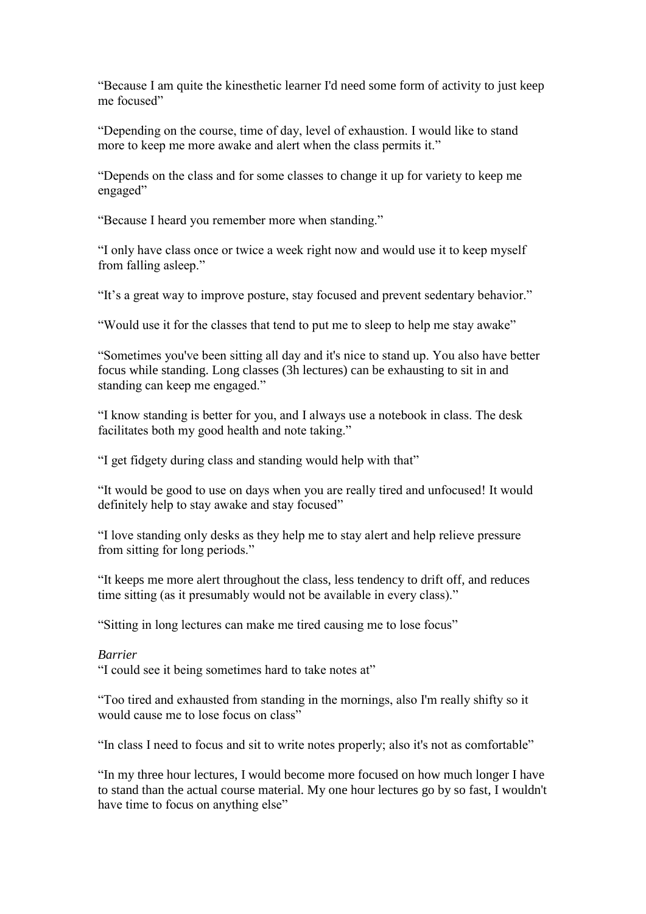"Because I am quite the kinesthetic learner I'd need some form of activity to just keep me focused"

"Depending on the course, time of day, level of exhaustion. I would like to stand more to keep me more awake and alert when the class permits it."

"Depends on the class and for some classes to change it up for variety to keep me engaged"

"Because I heard you remember more when standing."

"I only have class once or twice a week right now and would use it to keep myself from falling asleep."

"It's a great way to improve posture, stay focused and prevent sedentary behavior."

"Would use it for the classes that tend to put me to sleep to help me stay awake"

"Sometimes you've been sitting all day and it's nice to stand up. You also have better focus while standing. Long classes (3h lectures) can be exhausting to sit in and standing can keep me engaged."

"I know standing is better for you, and I always use a notebook in class. The desk facilitates both my good health and note taking."

"I get fidgety during class and standing would help with that"

"It would be good to use on days when you are really tired and unfocused! It would definitely help to stay awake and stay focused"

"I love standing only desks as they help me to stay alert and help relieve pressure from sitting for long periods."

"It keeps me more alert throughout the class, less tendency to drift off, and reduces time sitting (as it presumably would not be available in every class)."

"Sitting in long lectures can make me tired causing me to lose focus"

*Barrier*

"I could see it being sometimes hard to take notes at"

"Too tired and exhausted from standing in the mornings, also I'm really shifty so it would cause me to lose focus on class"

"In class I need to focus and sit to write notes properly; also it's not as comfortable"

"In my three hour lectures, I would become more focused on how much longer I have to stand than the actual course material. My one hour lectures go by so fast, I wouldn't have time to focus on anything else"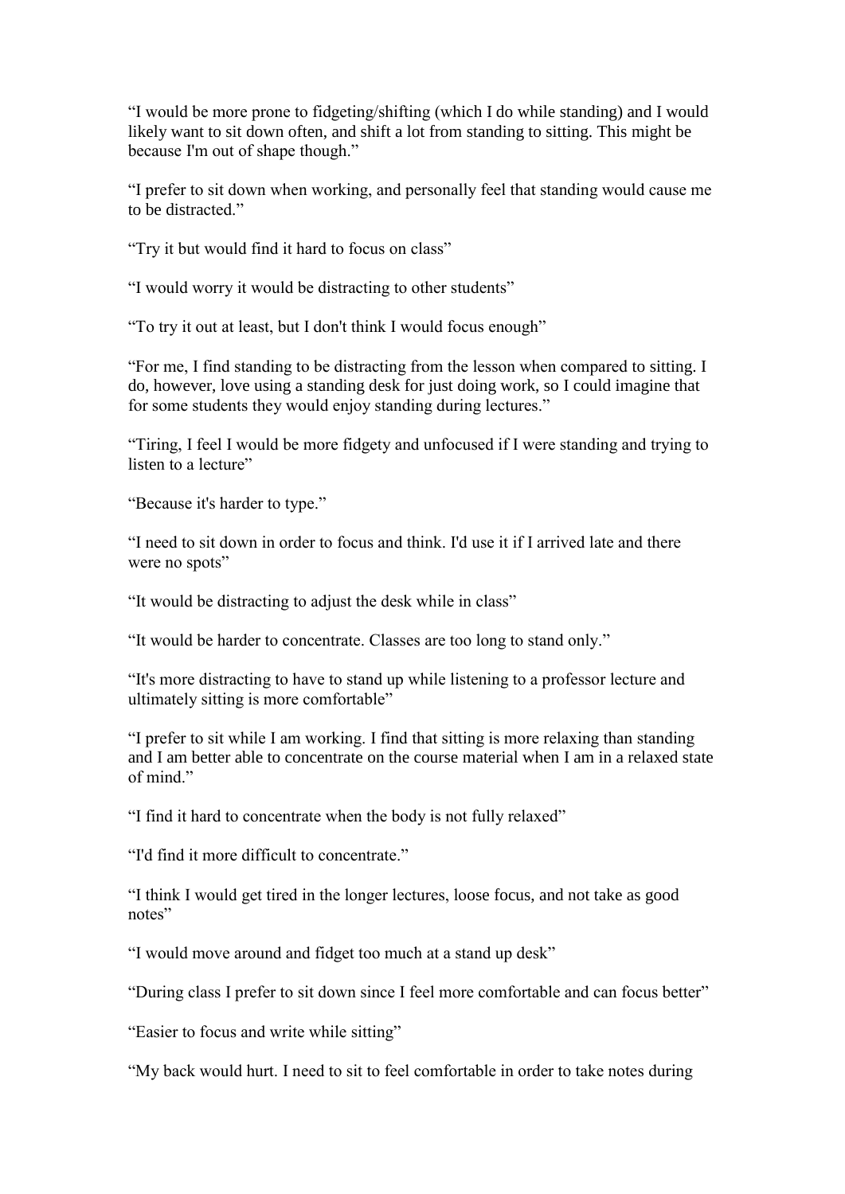"I would be more prone to fidgeting/shifting (which I do while standing) and I would likely want to sit down often, and shift a lot from standing to sitting. This might be because I'm out of shape though."

"I prefer to sit down when working, and personally feel that standing would cause me to be distracted."

"Try it but would find it hard to focus on class"

"I would worry it would be distracting to other students"

"To try it out at least, but I don't think I would focus enough"

"For me, I find standing to be distracting from the lesson when compared to sitting. I do, however, love using a standing desk for just doing work, so I could imagine that for some students they would enjoy standing during lectures."

"Tiring, I feel I would be more fidgety and unfocused if I were standing and trying to listen to a lecture"

"Because it's harder to type."

"I need to sit down in order to focus and think. I'd use it if I arrived late and there were no spots"

"It would be distracting to adjust the desk while in class"

"It would be harder to concentrate. Classes are too long to stand only."

"It's more distracting to have to stand up while listening to a professor lecture and ultimately sitting is more comfortable"

"I prefer to sit while I am working. I find that sitting is more relaxing than standing and I am better able to concentrate on the course material when I am in a relaxed state of mind."

"I find it hard to concentrate when the body is not fully relaxed"

"I'd find it more difficult to concentrate."

"I think I would get tired in the longer lectures, loose focus, and not take as good notes"

"I would move around and fidget too much at a stand up desk"

"During class I prefer to sit down since I feel more comfortable and can focus better"

"Easier to focus and write while sitting"

"My back would hurt. I need to sit to feel comfortable in order to take notes during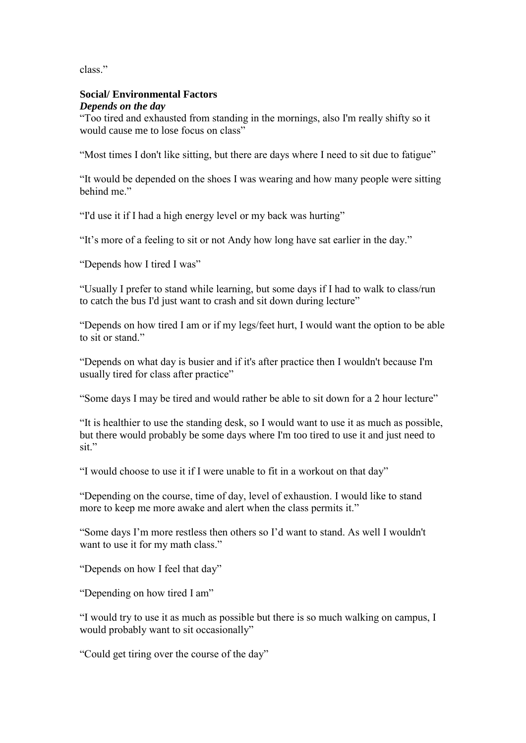class."

**Social/ Environmental Factors**

***Depends on the day***

"Too tired and exhausted from standing in the mornings, also I'm really shifty so it would cause me to lose focus on class"

"Most times I don't like sitting, but there are days where I need to sit due to fatigue"

"It would be depended on the shoes I was wearing and how many people were sitting behind me."

"I'd use it if I had a high energy level or my back was hurting"

"It's more of a feeling to sit or not Andy how long have sat earlier in the day."

"Depends how I tired I was"

"Usually I prefer to stand while learning, but some days if I had to walk to class/run to catch the bus I'd just want to crash and sit down during lecture"

"Depends on how tired I am or if my legs/feet hurt, I would want the option to be able to sit or stand."

"Depends on what day is busier and if it's after practice then I wouldn't because I'm usually tired for class after practice"

"Some days I may be tired and would rather be able to sit down for a 2 hour lecture"

"It is healthier to use the standing desk, so I would want to use it as much as possible, but there would probably be some days where I'm too tired to use it and just need to sit."

"I would choose to use it if I were unable to fit in a workout on that day"

"Depending on the course, time of day, level of exhaustion. I would like to stand more to keep me more awake and alert when the class permits it."

"Some days I'm more restless then others so I'd want to stand. As well I wouldn't want to use it for my math class."

"Depends on how I feel that day"

"Depending on how tired I am"

"I would try to use it as much as possible but there is so much walking on campus, I would probably want to sit occasionally"

"Could get tiring over the course of the day"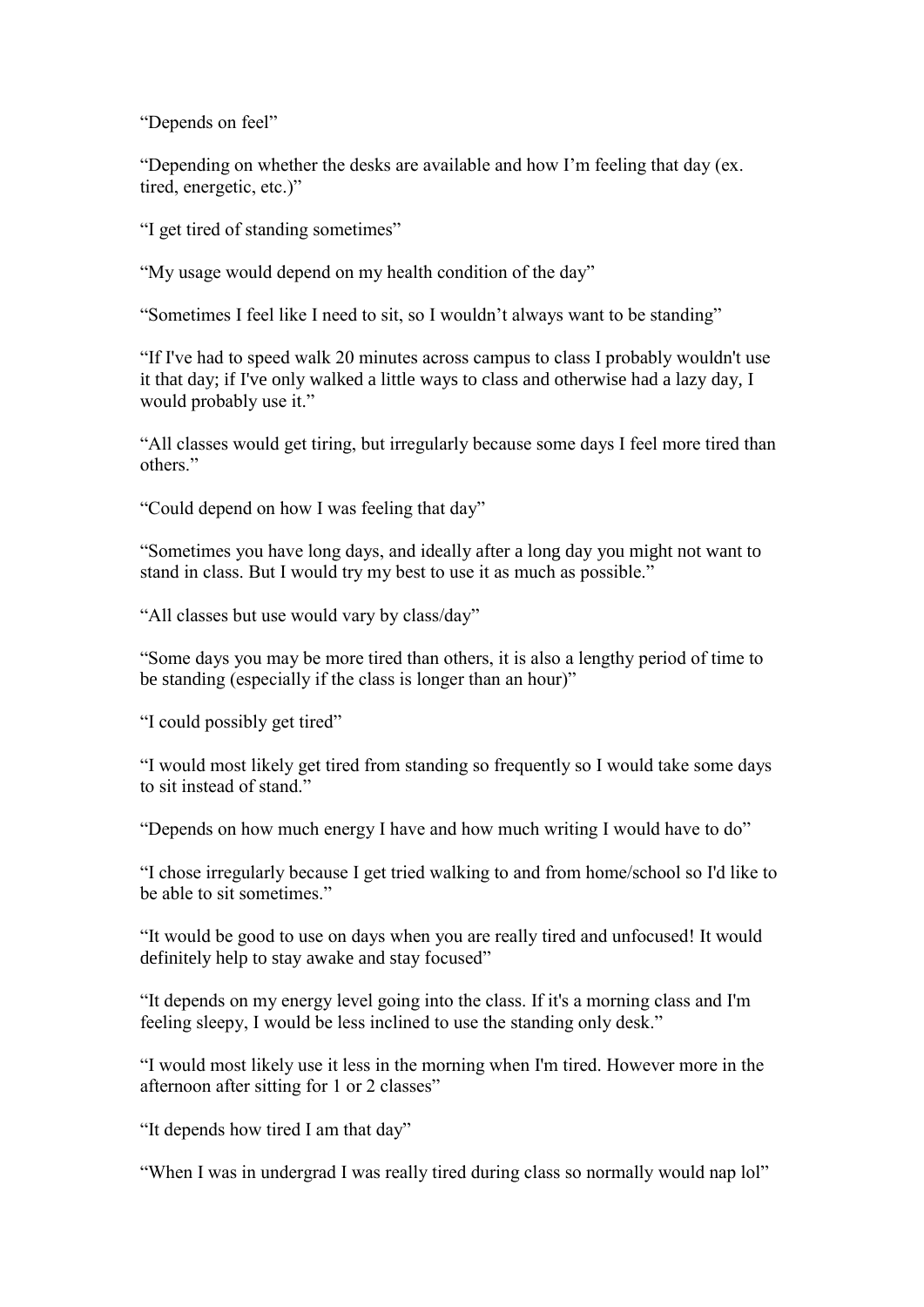"Depends on feel"

"Depending on whether the desks are available and how I'm feeling that day (ex. tired, energetic, etc.)"

"I get tired of standing sometimes"

"My usage would depend on my health condition of the day"

"Sometimes I feel like I need to sit, so I wouldn't always want to be standing"

"If I've had to speed walk 20 minutes across campus to class I probably wouldn't use it that day; if I've only walked a little ways to class and otherwise had a lazy day, I would probably use it."

"All classes would get tiring, but irregularly because some days I feel more tired than others."

"Could depend on how I was feeling that day"

"Sometimes you have long days, and ideally after a long day you might not want to stand in class. But I would try my best to use it as much as possible."

"All classes but use would vary by class/day"

"Some days you may be more tired than others, it is also a lengthy period of time to be standing (especially if the class is longer than an hour)"

"I could possibly get tired"

"I would most likely get tired from standing so frequently so I would take some days to sit instead of stand."

"Depends on how much energy I have and how much writing I would have to do"

"I chose irregularly because I get tried walking to and from home/school so I'd like to be able to sit sometimes."

"It would be good to use on days when you are really tired and unfocused! It would definitely help to stay awake and stay focused"

"It depends on my energy level going into the class. If it's a morning class and I'm feeling sleepy, I would be less inclined to use the standing only desk."

"I would most likely use it less in the morning when I'm tired. However more in the afternoon after sitting for 1 or 2 classes"

"It depends how tired I am that day"

"When I was in undergrad I was really tired during class so normally would nap lol"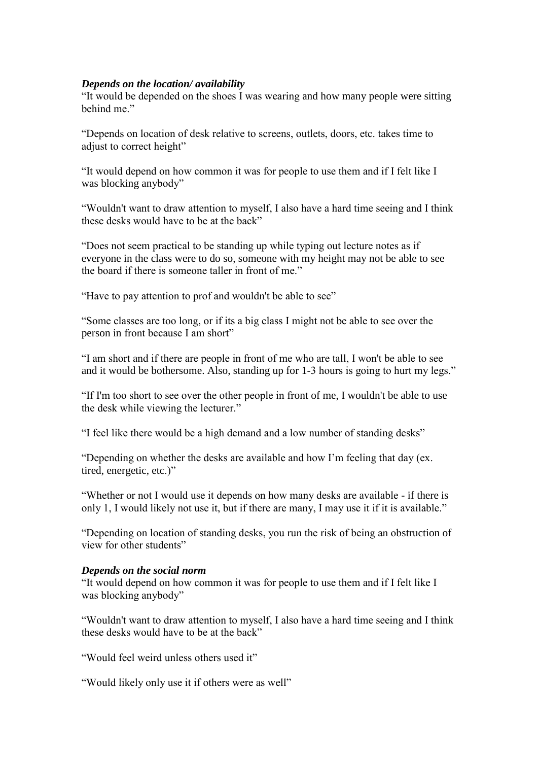***Depends on the location/ availability***

"It would be depended on the shoes I was wearing and how many people were sitting behind me."

"Depends on location of desk relative to screens, outlets, doors, etc. takes time to adjust to correct height"

"It would depend on how common it was for people to use them and if I felt like I was blocking anybody"

"Wouldn't want to draw attention to myself, I also have a hard time seeing and I think these desks would have to be at the back"

"Does not seem practical to be standing up while typing out lecture notes as if everyone in the class were to do so, someone with my height may not be able to see the board if there is someone taller in front of me."

"Have to pay attention to prof and wouldn't be able to see"

"Some classes are too long, or if its a big class I might not be able to see over the person in front because I am short"

"I am short and if there are people in front of me who are tall, I won't be able to see and it would be bothersome. Also, standing up for 1-3 hours is going to hurt my legs."

"If I'm too short to see over the other people in front of me, I wouldn't be able to use the desk while viewing the lecturer."

"I feel like there would be a high demand and a low number of standing desks"

"Depending on whether the desks are available and how I'm feeling that day (ex. tired, energetic, etc.)"

"Whether or not I would use it depends on how many desks are available - if there is only 1, I would likely not use it, but if there are many, I may use it if it is available."

"Depending on location of standing desks, you run the risk of being an obstruction of view for other students"

***Depends on the social norm***

"It would depend on how common it was for people to use them and if I felt like I was blocking anybody"

"Wouldn't want to draw attention to myself, I also have a hard time seeing and I think these desks would have to be at the back"

"Would feel weird unless others used it"

"Would likely only use it if others were as well"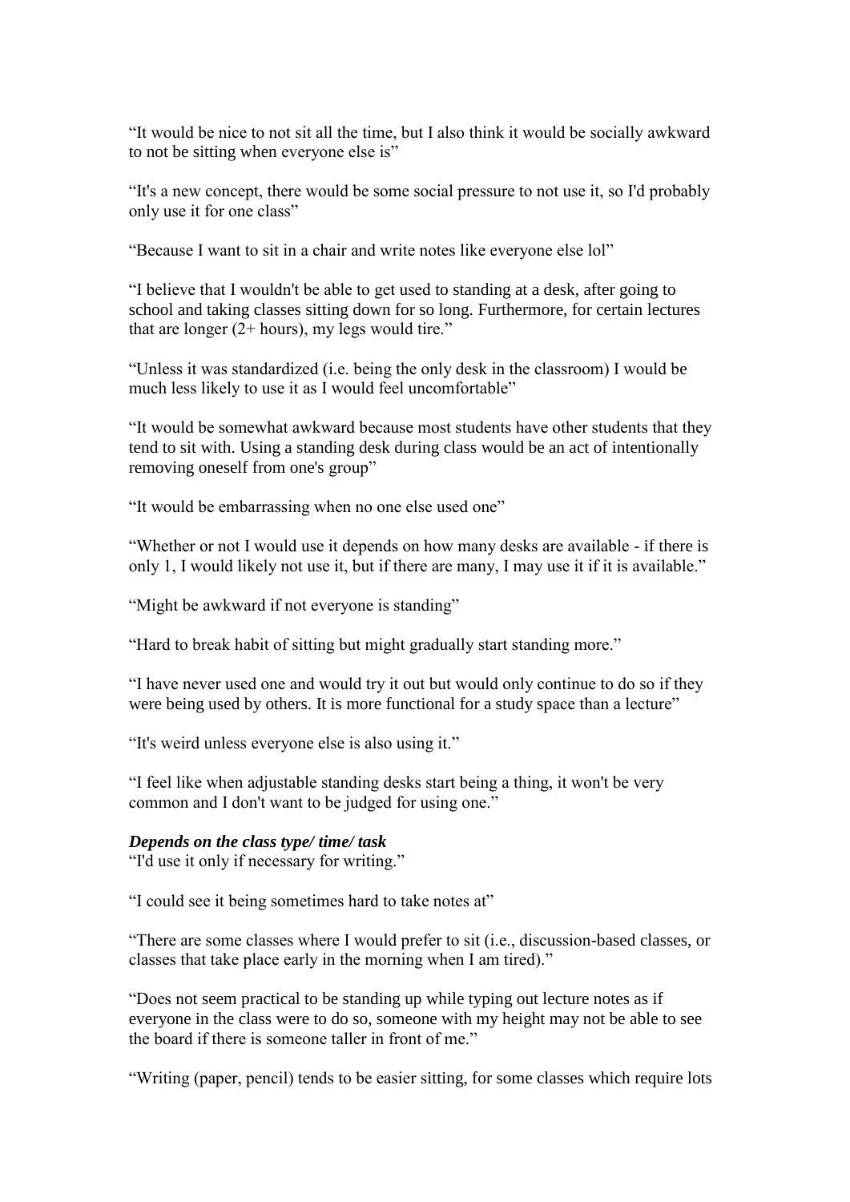"It would be nice to not sit all the time, but I also think it would be socially awkward to not be sitting when everyone else is"

"It's a new concept, there would be some social pressure to not use it, so I'd probably only use it for one class"

"Because I want to sit in a chair and write notes like everyone else lol"

"I believe that I wouldn't be able to get used to standing at a desk, after going to school and taking classes sitting down for so long. Furthermore, for certain lectures that are longer (2+ hours), my legs would tire."

"Unless it was standardized (i.e. being the only desk in the classroom) I would be much less likely to use it as I would feel uncomfortable"

"It would be somewhat awkward because most students have other students that they tend to sit with. Using a standing desk during class would be an act of intentionally removing oneself from one's group"

"It would be embarrassing when no one else used one"

"Whether or not I would use it depends on how many desks are available - if there is only 1, I would likely not use it, but if there are many, I may use it if it is available."

"Might be awkward if not everyone is standing"

"Hard to break habit of sitting but might gradually start standing more."

"I have never used one and would try it out but would only continue to do so if they were being used by others. It is more functional for a study space than a lecture"

"It's weird unless everyone else is also using it."

"I feel like when adjustable standing desks start being a thing, it won't be very common and I don't want to be judged for using one."

***Depends on the class type/ time/ task***

"I'd use it only if necessary for writing."

"I could see it being sometimes hard to take notes at"

"There are some classes where I would prefer to sit (i.e., discussion-based classes, or classes that take place early in the morning when I am tired)."

"Does not seem practical to be standing up while typing out lecture notes as if everyone in the class were to do so, someone with my height may not be able to see the board if there is someone taller in front of me."

"Writing (paper, pencil) tends to be easier sitting, for some classes which require lots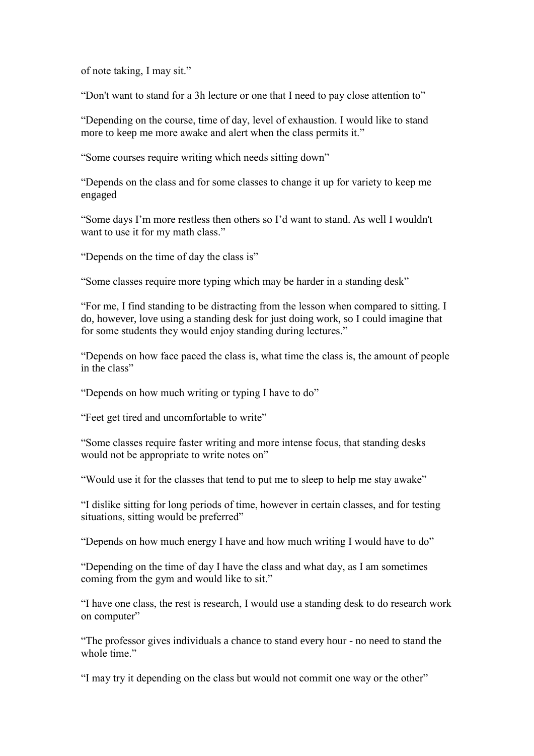of note taking, I may sit."

"Don't want to stand for a 3h lecture or one that I need to pay close attention to"

"Depending on the course, time of day, level of exhaustion. I would like to stand more to keep me more awake and alert when the class permits it."

"Some courses require writing which needs sitting down"

"Depends on the class and for some classes to change it up for variety to keep me engaged

"Some days I'm more restless then others so I'd want to stand. As well I wouldn't want to use it for my math class."

"Depends on the time of day the class is"

"Some classes require more typing which may be harder in a standing desk"

"For me, I find standing to be distracting from the lesson when compared to sitting. I do, however, love using a standing desk for just doing work, so I could imagine that for some students they would enjoy standing during lectures."

"Depends on how face paced the class is, what time the class is, the amount of people in the class"

"Depends on how much writing or typing I have to do"

"Feet get tired and uncomfortable to write"

"Some classes require faster writing and more intense focus, that standing desks would not be appropriate to write notes on"

"Would use it for the classes that tend to put me to sleep to help me stay awake"

"I dislike sitting for long periods of time, however in certain classes, and for testing situations, sitting would be preferred"

"Depends on how much energy I have and how much writing I would have to do"

"Depending on the time of day I have the class and what day, as I am sometimes coming from the gym and would like to sit."

"I have one class, the rest is research, I would use a standing desk to do research work on computer"

"The professor gives individuals a chance to stand every hour - no need to stand the whole time."

"I may try it depending on the class but would not commit one way or the other"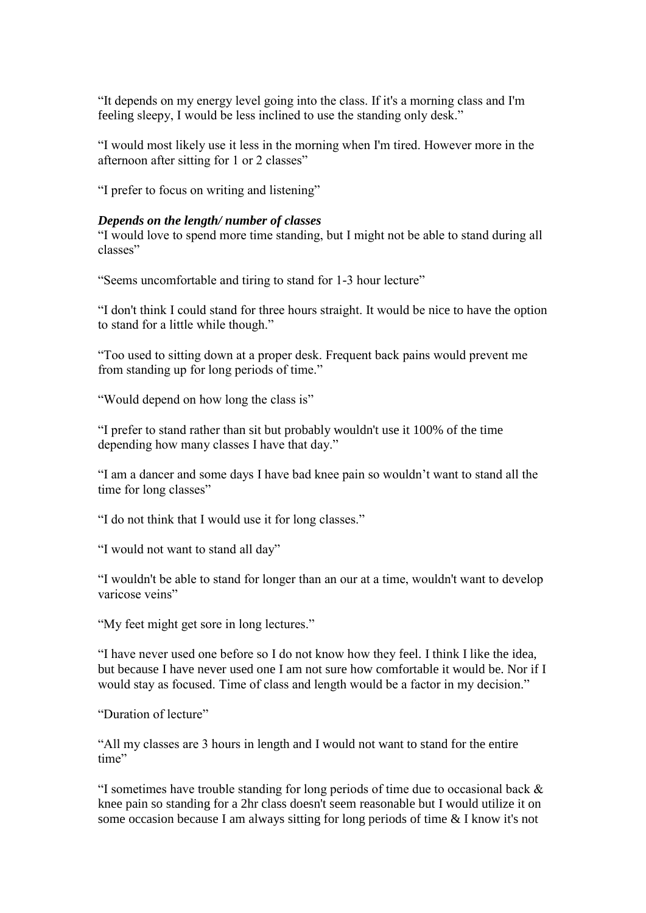"It depends on my energy level going into the class. If it's a morning class and I'm feeling sleepy, I would be less inclined to use the standing only desk."

"I would most likely use it less in the morning when I'm tired. However more in the afternoon after sitting for 1 or 2 classes"

"I prefer to focus on writing and listening"

***Depends on the length/ number of classes***

"I would love to spend more time standing, but I might not be able to stand during all classes"

"Seems uncomfortable and tiring to stand for 1-3 hour lecture"

"I don't think I could stand for three hours straight. It would be nice to have the option to stand for a little while though."

"Too used to sitting down at a proper desk. Frequent back pains would prevent me from standing up for long periods of time."

"Would depend on how long the class is"

"I prefer to stand rather than sit but probably wouldn't use it 100% of the time depending how many classes I have that day."

"I am a dancer and some days I have bad knee pain so wouldn't want to stand all the time for long classes"

"I do not think that I would use it for long classes."

"I would not want to stand all day"

"I wouldn't be able to stand for longer than an our at a time, wouldn't want to develop varicose veins"

"My feet might get sore in long lectures."

"I have never used one before so I do not know how they feel. I think I like the idea, but because I have never used one I am not sure how comfortable it would be. Nor if I would stay as focused. Time of class and length would be a factor in my decision."

"Duration of lecture"

"All my classes are 3 hours in length and I would not want to stand for the entire time"

"I sometimes have trouble standing for long periods of time due to occasional back & knee pain so standing for a 2hr class doesn't seem reasonable but I would utilize it on some occasion because I am always sitting for long periods of time & I know it's not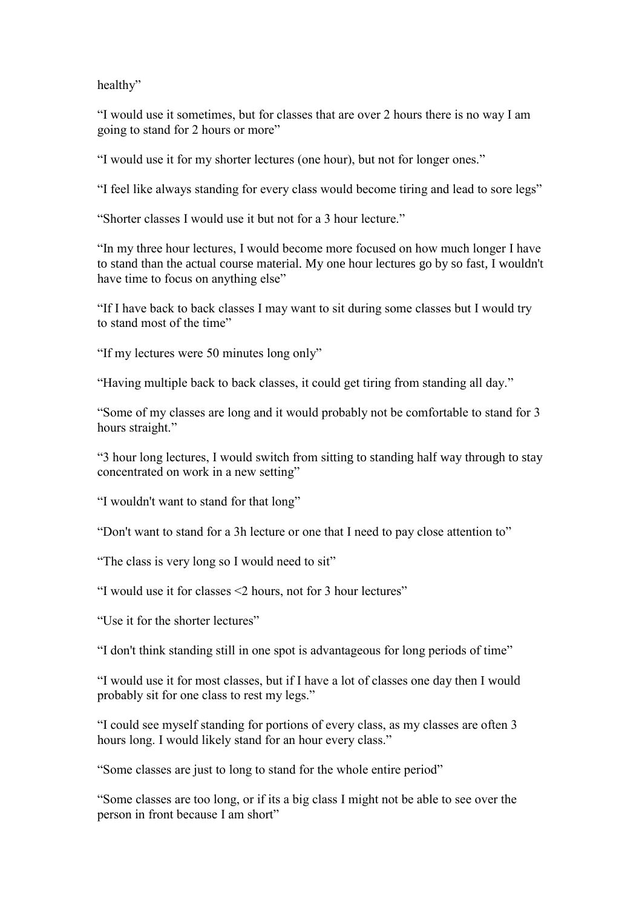healthy"

"I would use it sometimes, but for classes that are over 2 hours there is no way I am going to stand for 2 hours or more"

"I would use it for my shorter lectures (one hour), but not for longer ones."

"I feel like always standing for every class would become tiring and lead to sore legs"

"Shorter classes I would use it but not for a 3 hour lecture."

"In my three hour lectures, I would become more focused on how much longer I have to stand than the actual course material. My one hour lectures go by so fast, I wouldn't have time to focus on anything else"

"If I have back to back classes I may want to sit during some classes but I would try to stand most of the time"

"If my lectures were 50 minutes long only"

"Having multiple back to back classes, it could get tiring from standing all day."

"Some of my classes are long and it would probably not be comfortable to stand for 3 hours straight."

"3 hour long lectures, I would switch from sitting to standing half way through to stay concentrated on work in a new setting"

"I wouldn't want to stand for that long"

"Don't want to stand for a 3h lecture or one that I need to pay close attention to"

"The class is very long so I would need to sit"

"I would use it for classes <2 hours, not for 3 hour lectures"

"Use it for the shorter lectures"

"I don't think standing still in one spot is advantageous for long periods of time"

"I would use it for most classes, but if I have a lot of classes one day then I would probably sit for one class to rest my legs."

"I could see myself standing for portions of every class, as my classes are often 3 hours long. I would likely stand for an hour every class."

"Some classes are just to long to stand for the whole entire period"

"Some classes are too long, or if its a big class I might not be able to see over the person in front because I am short"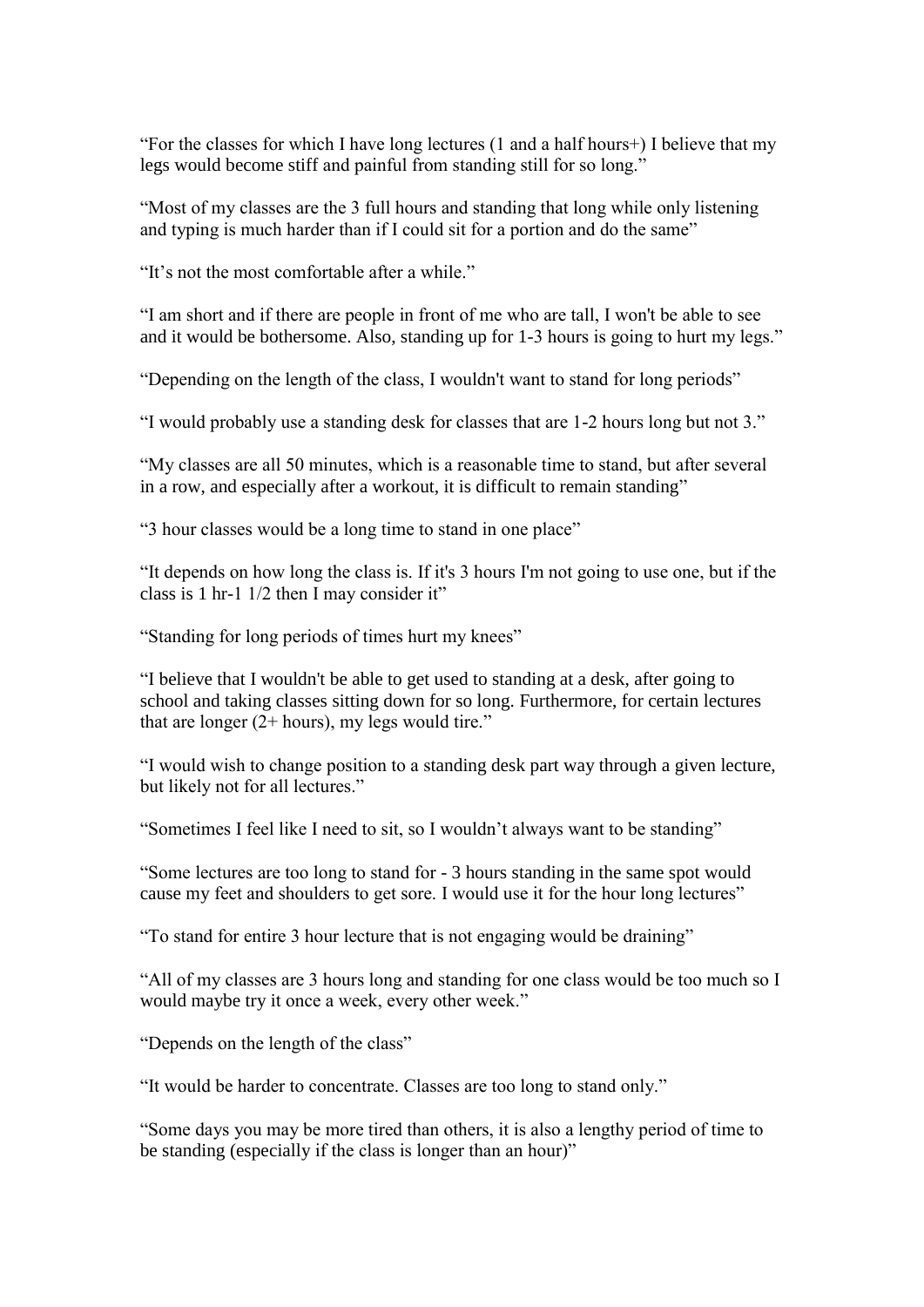"For the classes for which I have long lectures (1 and a half hours+) I believe that my legs would become stiff and painful from standing still for so long."

"Most of my classes are the 3 full hours and standing that long while only listening and typing is much harder than if I could sit for a portion and do the same"

"It's not the most comfortable after a while."

"I am short and if there are people in front of me who are tall, I won't be able to see and it would be bothersome. Also, standing up for 1-3 hours is going to hurt my legs."

"Depending on the length of the class, I wouldn't want to stand for long periods"

"I would probably use a standing desk for classes that are 1-2 hours long but not 3."

"My classes are all 50 minutes, which is a reasonable time to stand, but after several in a row, and especially after a workout, it is difficult to remain standing"

"3 hour classes would be a long time to stand in one place"

"It depends on how long the class is. If it's 3 hours I'm not going to use one, but if the class is 1 hr-1 1/2 then I may consider it"

"Standing for long periods of times hurt my knees"

"I believe that I wouldn't be able to get used to standing at a desk, after going to school and taking classes sitting down for so long. Furthermore, for certain lectures that are longer (2+ hours), my legs would tire."

"I would wish to change position to a standing desk part way through a given lecture, but likely not for all lectures."

"Sometimes I feel like I need to sit, so I wouldn't always want to be standing"

"Some lectures are too long to stand for - 3 hours standing in the same spot would cause my feet and shoulders to get sore. I would use it for the hour long lectures"

"To stand for entire 3 hour lecture that is not engaging would be draining"

"All of my classes are 3 hours long and standing for one class would be too much so I would maybe try it once a week, every other week."

"Depends on the length of the class"

"It would be harder to concentrate. Classes are too long to stand only."

"Some days you may be more tired than others, it is also a lengthy period of time to be standing (especially if the class is longer than an hour)"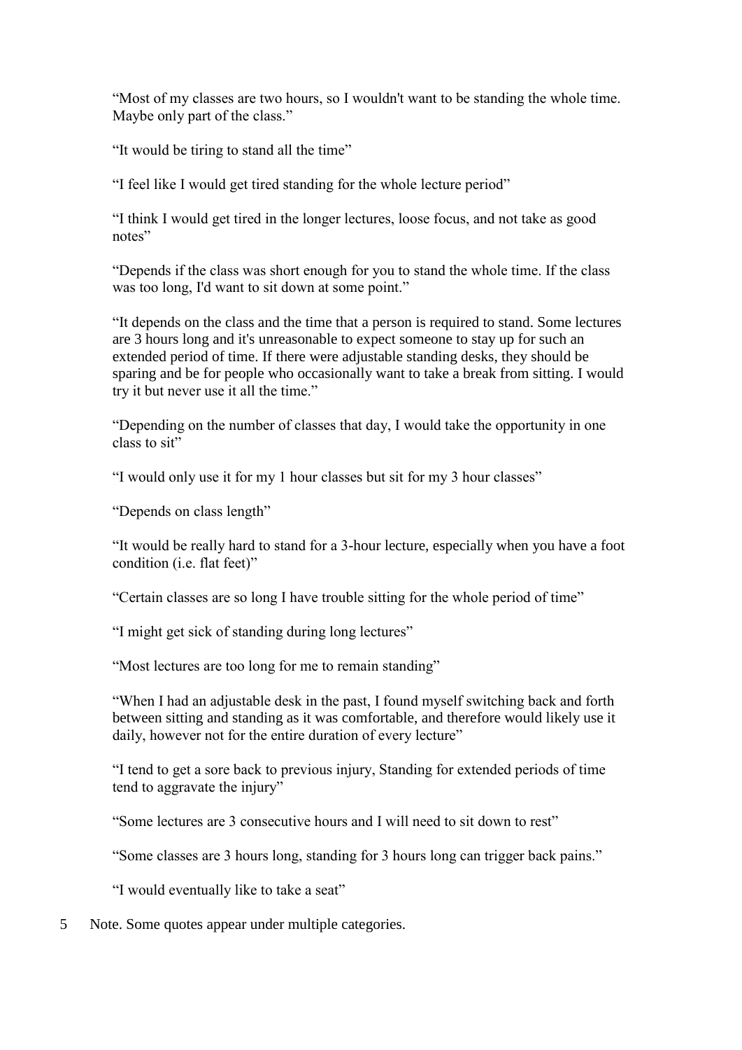"Most of my classes are two hours, so I wouldn't want to be standing the whole time. Maybe only part of the class."

"It would be tiring to stand all the time"

"I feel like I would get tired standing for the whole lecture period"

"I think I would get tired in the longer lectures, loose focus, and not take as good notes"

"Depends if the class was short enough for you to stand the whole time. If the class was too long, I'd want to sit down at some point."

"It depends on the class and the time that a person is required to stand. Some lectures are 3 hours long and it's unreasonable to expect someone to stay up for such an extended period of time. If there were adjustable standing desks, they should be sparing and be for people who occasionally want to take a break from sitting. I would try it but never use it all the time."

"Depending on the number of classes that day, I would take the opportunity in one class to sit"

"I would only use it for my 1 hour classes but sit for my 3 hour classes"

"Depends on class length"

"It would be really hard to stand for a 3-hour lecture, especially when you have a foot condition (i.e. flat feet)"

"Certain classes are so long I have trouble sitting for the whole period of time"

"I might get sick of standing during long lectures"

"Most lectures are too long for me to remain standing"

"When I had an adjustable desk in the past, I found myself switching back and forth between sitting and standing as it was comfortable, and therefore would likely use it daily, however not for the entire duration of every lecture"

"I tend to get a sore back to previous injury, Standing for extended periods of time tend to aggravate the injury"

"Some lectures are 3 consecutive hours and I will need to sit down to rest"

"Some classes are 3 hours long, standing for 3 hours long can trigger back pains."

"I would eventually like to take a seat"

Note. Some quotes appear under multiple categories.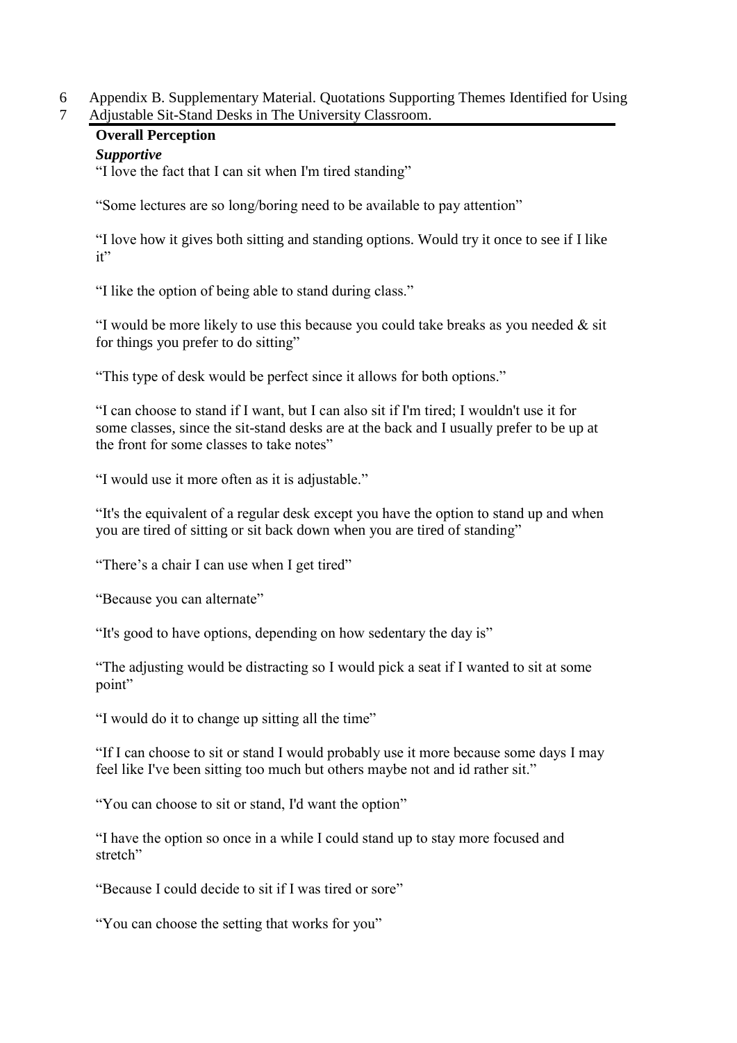Appendix B. Supplementary Material. Quotations Supporting Themes Identified for Using Adjustable Sit-Stand Desks in The University Classroom.

**Overall Perception**

***Supportive***

"I love the fact that I can sit when I'm tired standing"

"Some lectures are so long/boring need to be available to pay attention"

"I love how it gives both sitting and standing options. Would try it once to see if I like it"

"I like the option of being able to stand during class."

"I would be more likely to use this because you could take breaks as you needed & sit for things you prefer to do sitting"

"This type of desk would be perfect since it allows for both options."

"I can choose to stand if I want, but I can also sit if I'm tired; I wouldn't use it for some classes, since the sit-stand desks are at the back and I usually prefer to be up at the front for some classes to take notes"

"I would use it more often as it is adjustable."

"It's the equivalent of a regular desk except you have the option to stand up and when you are tired of sitting or sit back down when you are tired of standing"

"There's a chair I can use when I get tired"

"Because you can alternate"

"It's good to have options, depending on how sedentary the day is"

"The adjusting would be distracting so I would pick a seat if I wanted to sit at some point"

"I would do it to change up sitting all the time"

"If I can choose to sit or stand I would probably use it more because some days I may feel like I've been sitting too much but others maybe not and id rather sit."

"You can choose to sit or stand, I'd want the option"

"I have the option so once in a while I could stand up to stay more focused and stretch"

"Because I could decide to sit if I was tired or sore"

"You can choose the setting that works for you"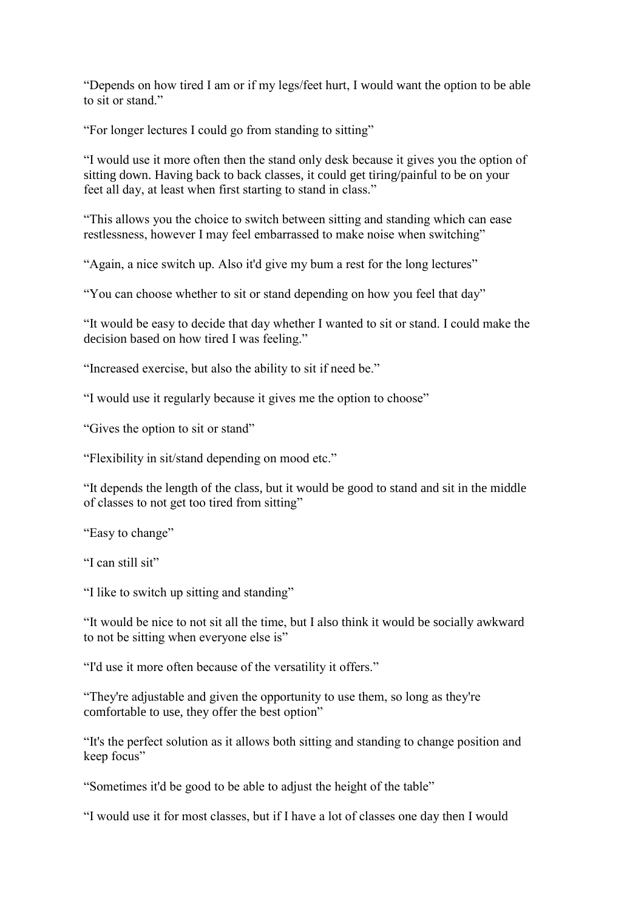“Depends on how tired I am or if my legs/feet hurt, I would want the option to be able to sit or stand.”

“For longer lectures I could go from standing to sitting”

“I would use it more often then the stand only desk because it gives you the option of sitting down. Having back to back classes, it could get tiring/painful to be on your feet all day, at least when first starting to stand in class.”

“This allows you the choice to switch between sitting and standing which can ease restlessness, however I may feel embarrassed to make noise when switching”

“Again, a nice switch up. Also it'd give my bum a rest for the long lectures”

“You can choose whether to sit or stand depending on how you feel that day”

“It would be easy to decide that day whether I wanted to sit or stand. I could make the decision based on how tired I was feeling.”

“Increased exercise, but also the ability to sit if need be.”

“I would use it regularly because it gives me the option to choose”

“Gives the option to sit or stand”

“Flexibility in sit/stand depending on mood etc.”

“It depends the length of the class, but it would be good to stand and sit in the middle of classes to not get too tired from sitting”

“Easy to change”

“I can still sit”

“I like to switch up sitting and standing”

“It would be nice to not sit all the time, but I also think it would be socially awkward to not be sitting when everyone else is”

“I'd use it more often because of the versatility it offers.”

“They're adjustable and given the opportunity to use them, so long as they're comfortable to use, they offer the best option”

“It's the perfect solution as it allows both sitting and standing to change position and keep focus”

“Sometimes it'd be good to be able to adjust the height of the table”

“I would use it for most classes, but if I have a lot of classes one day then I would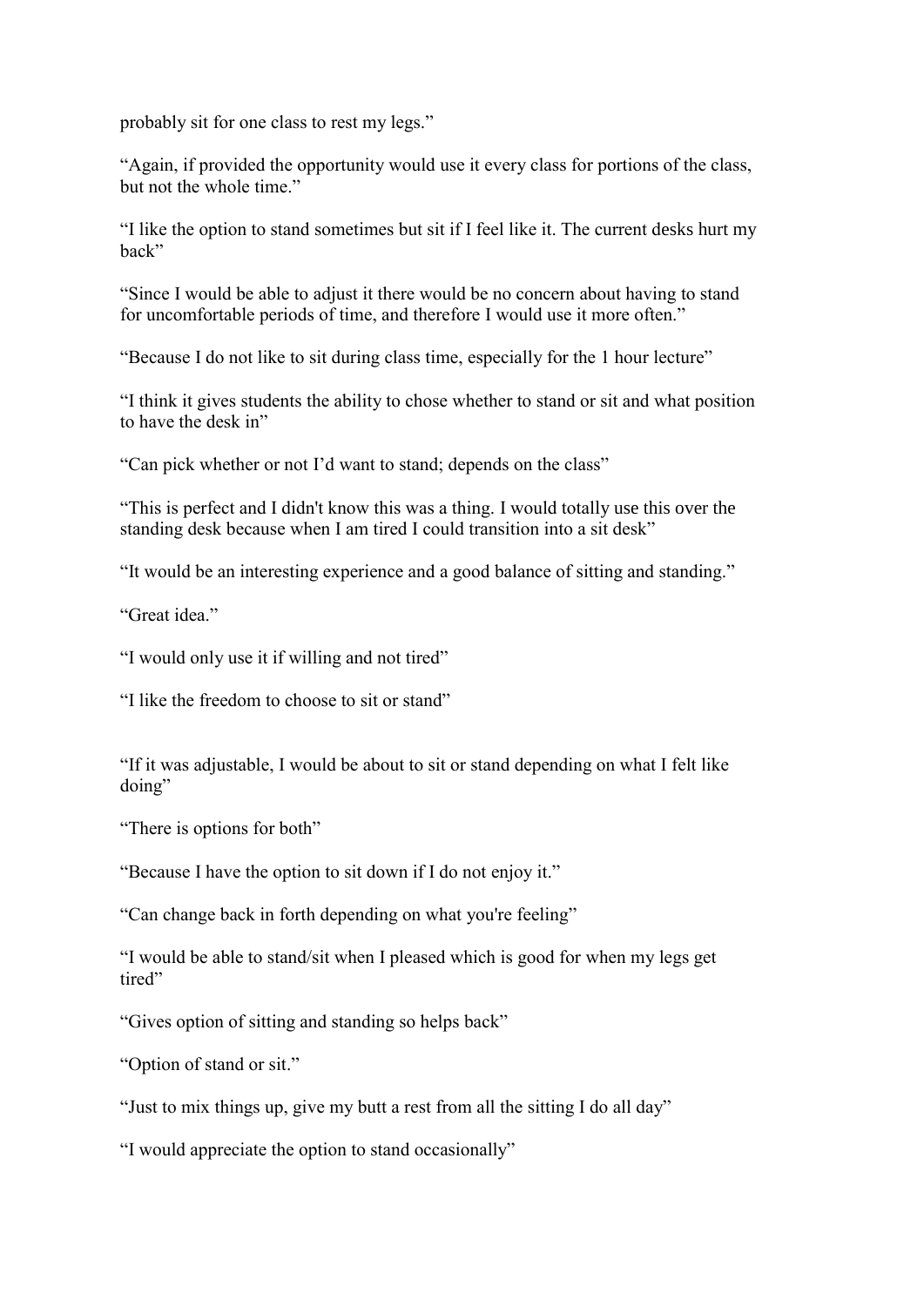probably sit for one class to rest my legs."

"Again, if provided the opportunity would use it every class for portions of the class, but not the whole time."

"I like the option to stand sometimes but sit if I feel like it. The current desks hurt my back"

"Since I would be able to adjust it there would be no concern about having to stand for uncomfortable periods of time, and therefore I would use it more often."

"Because I do not like to sit during class time, especially for the 1 hour lecture"

"I think it gives students the ability to chose whether to stand or sit and what position to have the desk in"

"Can pick whether or not I'd want to stand; depends on the class"

"This is perfect and I didn't know this was a thing. I would totally use this over the standing desk because when I am tired I could transition into a sit desk"

"It would be an interesting experience and a good balance of sitting and standing."

"Great idea."

"I would only use it if willing and not tired"

"I like the freedom to choose to sit or stand"

"If it was adjustable, I would be about to sit or stand depending on what I felt like doing"

"There is options for both"

"Because I have the option to sit down if I do not enjoy it."

"Can change back in forth depending on what you're feeling"

"I would be able to stand/sit when I pleased which is good for when my legs get tired"

"Gives option of sitting and standing so helps back"

"Option of stand or sit."

"Just to mix things up, give my butt a rest from all the sitting I do all day"

"I would appreciate the option to stand occasionally"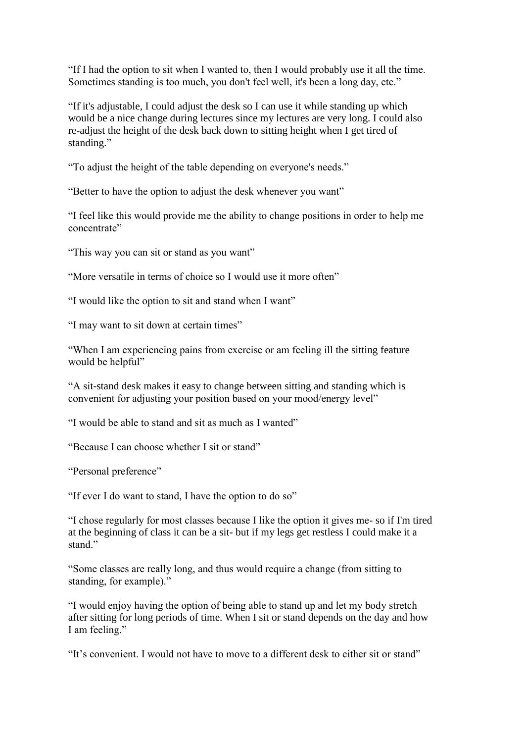"If I had the option to sit when I wanted to, then I would probably use it all the time. Sometimes standing is too much, you don't feel well, it's been a long day, etc."

"If it's adjustable, I could adjust the desk so I can use it while standing up which would be a nice change during lectures since my lectures are very long. I could also re-adjust the height of the desk back down to sitting height when I get tired of standing."

"To adjust the height of the table depending on everyone's needs."

"Better to have the option to adjust the desk whenever you want"

"I feel like this would provide me the ability to change positions in order to help me concentrate"

"This way you can sit or stand as you want"

"More versatile in terms of choice so I would use it more often"

"I would like the option to sit and stand when I want"

"I may want to sit down at certain times"

"When I am experiencing pains from exercise or am feeling ill the sitting feature would be helpful"

"A sit-stand desk makes it easy to change between sitting and standing which is convenient for adjusting your position based on your mood/energy level"

"I would be able to stand and sit as much as I wanted"

"Because I can choose whether I sit or stand"

"Personal preference"

"If ever I do want to stand, I have the option to do so"

"I chose regularly for most classes because I like the option it gives me- so if I'm tired at the beginning of class it can be a sit- but if my legs get restless I could make it a stand."

"Some classes are really long, and thus would require a change (from sitting to standing, for example)."

"I would enjoy having the option of being able to stand up and let my body stretch after sitting for long periods of time. When I sit or stand depends on the day and how I am feeling."

"It's convenient. I would not have to move to a different desk to either sit or stand"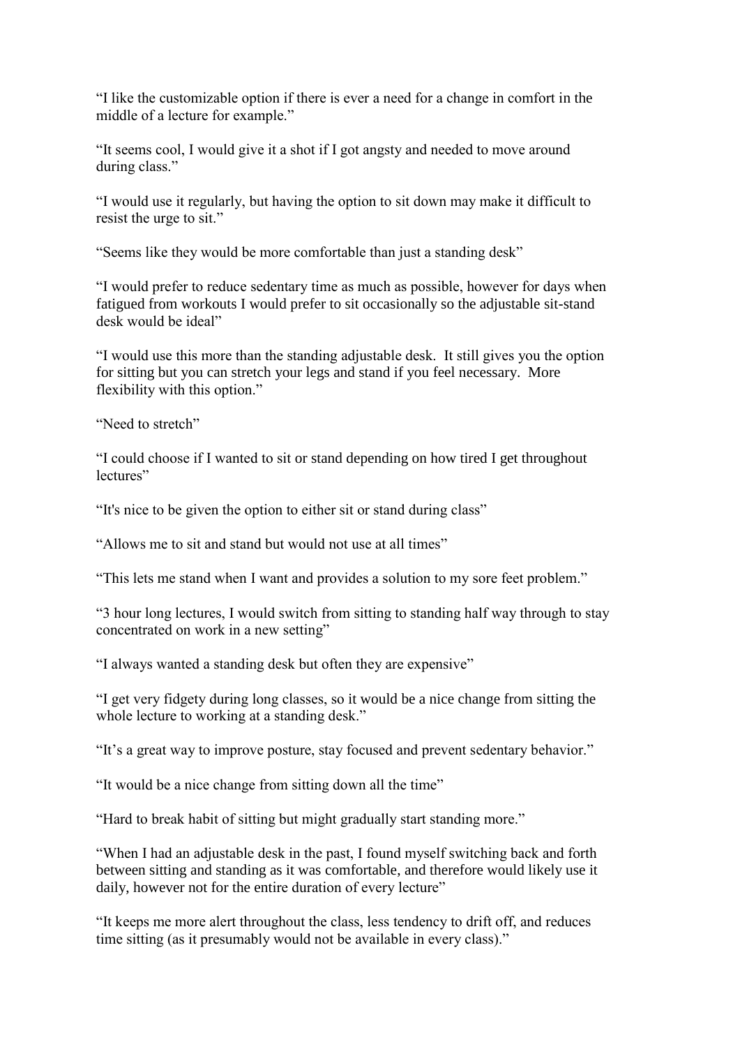"I like the customizable option if there is ever a need for a change in comfort in the middle of a lecture for example."

"It seems cool, I would give it a shot if I got angsty and needed to move around during class."

"I would use it regularly, but having the option to sit down may make it difficult to resist the urge to sit."

"Seems like they would be more comfortable than just a standing desk"

"I would prefer to reduce sedentary time as much as possible, however for days when fatigued from workouts I would prefer to sit occasionally so the adjustable sit-stand desk would be ideal"

"I would use this more than the standing adjustable desk. It still gives you the option for sitting but you can stretch your legs and stand if you feel necessary. More flexibility with this option."

"Need to stretch"

"I could choose if I wanted to sit or stand depending on how tired I get throughout lectures"

"It's nice to be given the option to either sit or stand during class"

"Allows me to sit and stand but would not use at all times"

"This lets me stand when I want and provides a solution to my sore feet problem."

"3 hour long lectures, I would switch from sitting to standing half way through to stay concentrated on work in a new setting"

"I always wanted a standing desk but often they are expensive"

"I get very fidgety during long classes, so it would be a nice change from sitting the whole lecture to working at a standing desk."

"It's a great way to improve posture, stay focused and prevent sedentary behavior."

"It would be a nice change from sitting down all the time"

"Hard to break habit of sitting but might gradually start standing more."

"When I had an adjustable desk in the past, I found myself switching back and forth between sitting and standing as it was comfortable, and therefore would likely use it daily, however not for the entire duration of every lecture"

"It keeps me more alert throughout the class, less tendency to drift off, and reduces time sitting (as it presumably would not be available in every class)."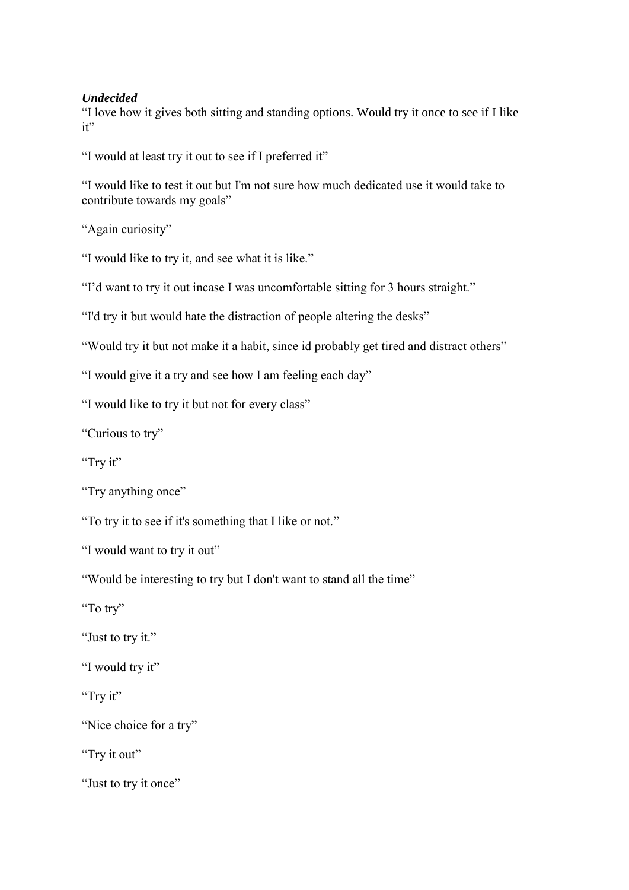***Undecided***

"I love how it gives both sitting and standing options. Would try it once to see if I like it"

"I would at least try it out to see if I preferred it"

"I would like to test it out but I'm not sure how much dedicated use it would take to contribute towards my goals"

"Again curiosity"

"I would like to try it, and see what it is like."

"I'd want to try it out incase I was uncomfortable sitting for 3 hours straight."

"I'd try it but would hate the distraction of people altering the desks"

"Would try it but not make it a habit, since id probably get tired and distract others"

"I would give it a try and see how I am feeling each day"

"I would like to try it but not for every class"

"Curious to try"

"Try it"

"Try anything once"

"To try it to see if it's something that I like or not."

"I would want to try it out"

"Would be interesting to try but I don't want to stand all the time"

"To try"

"Just to try it."

"I would try it"

"Try it"

"Nice choice for a try"

"Try it out"

"Just to try it once"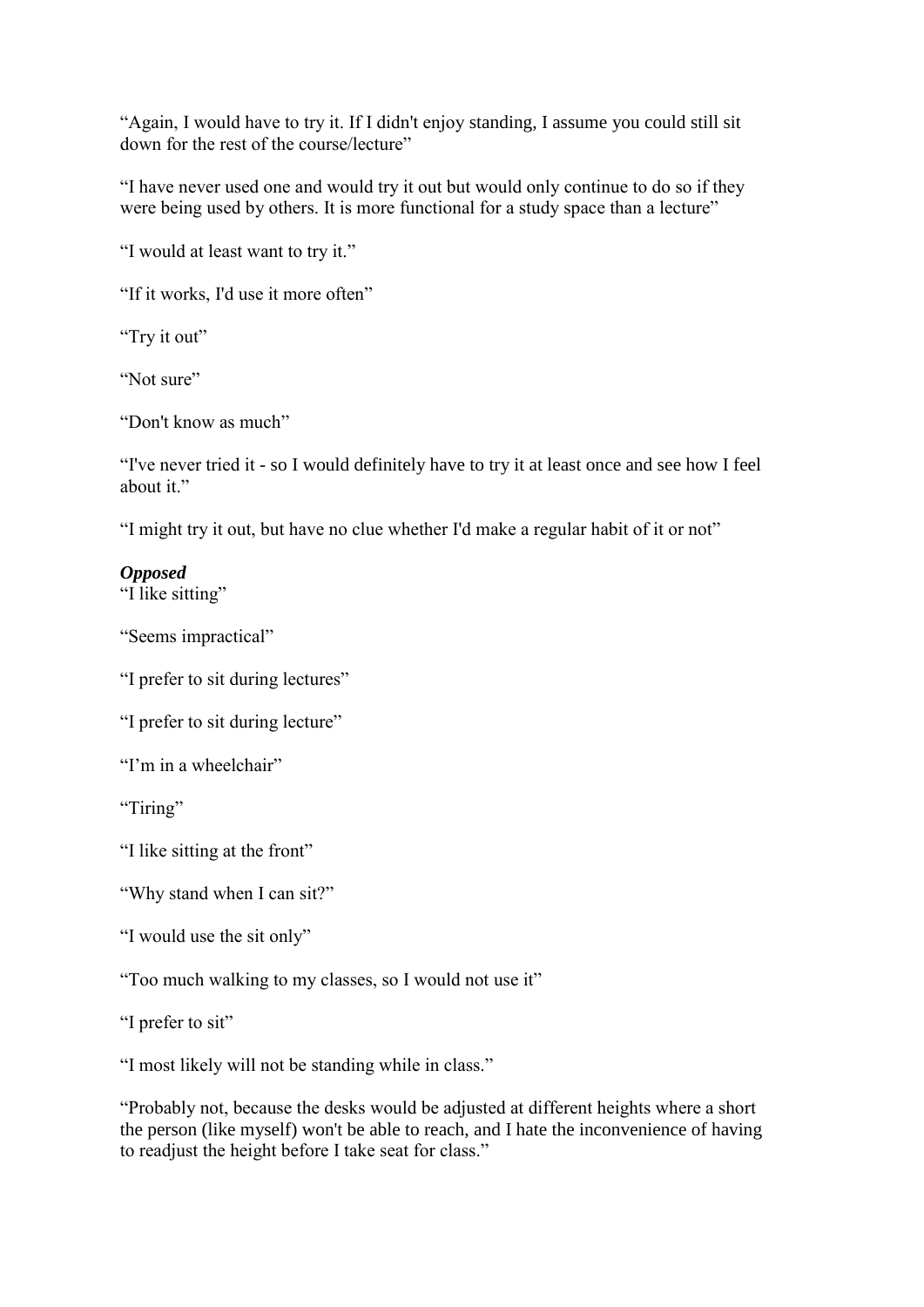"Again, I would have to try it. If I didn't enjoy standing, I assume you could still sit down for the rest of the course/lecture"

"I have never used one and would try it out but would only continue to do so if they were being used by others. It is more functional for a study space than a lecture"

"I would at least want to try it."

"If it works, I'd use it more often"

"Try it out"

"Not sure"

"Don't know as much"

"I've never tried it - so I would definitely have to try it at least once and see how I feel about it."

"I might try it out, but have no clue whether I'd make a regular habit of it or not"

***Opposed***

"I like sitting"

"Seems impractical"

"I prefer to sit during lectures"

"I prefer to sit during lecture"

"I'm in a wheelchair"

"Tiring"

"I like sitting at the front"

"Why stand when I can sit?"

"I would use the sit only"

"Too much walking to my classes, so I would not use it"

"I prefer to sit"

"I most likely will not be standing while in class."

"Probably not, because the desks would be adjusted at different heights where a short the person (like myself) won't be able to reach, and I hate the inconvenience of having to readjust the height before I take seat for class."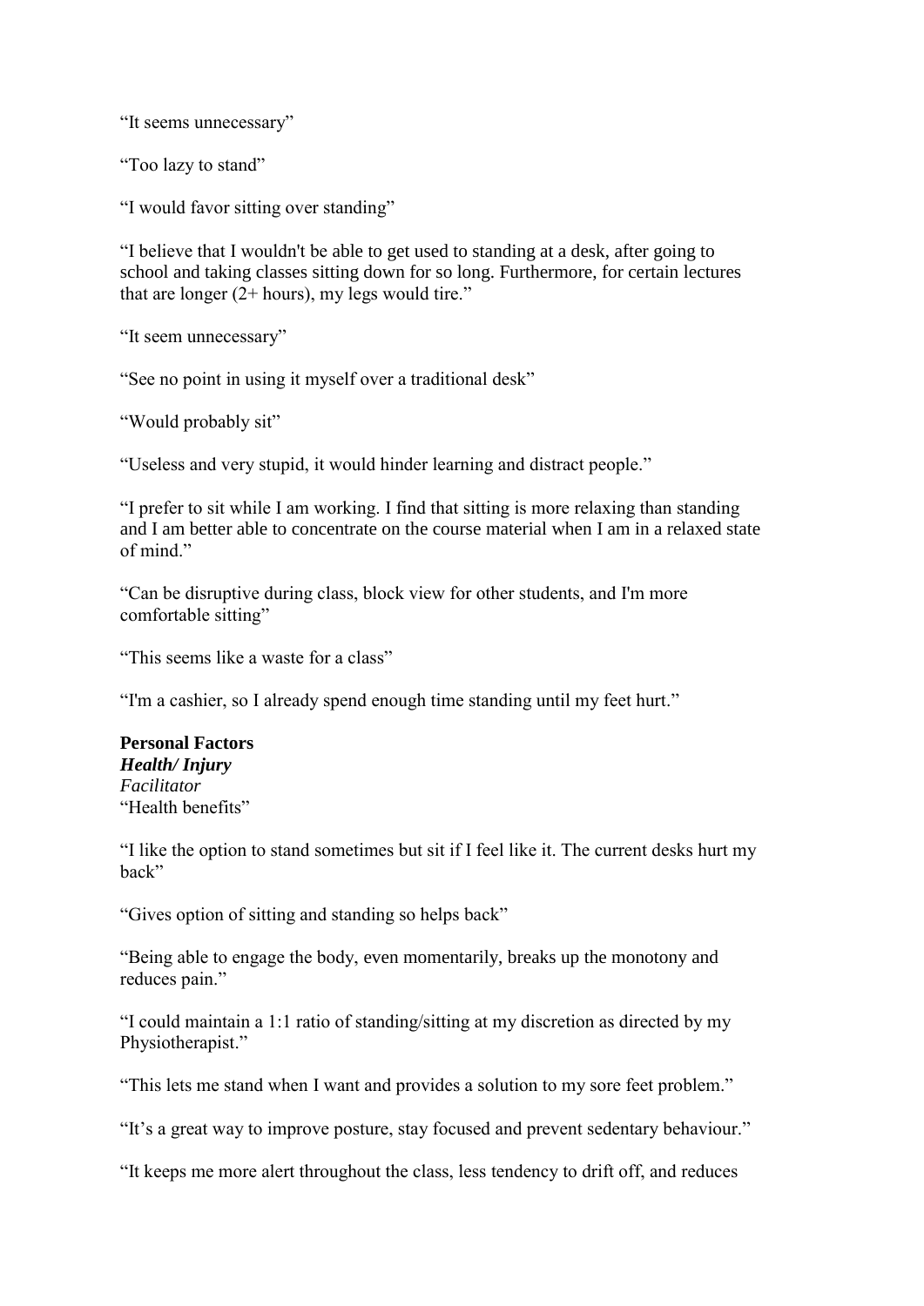“It seems unnecessary”

“Too lazy to stand”

“I would favor sitting over standing”

“I believe that I wouldn't be able to get used to standing at a desk, after going to school and taking classes sitting down for so long. Furthermore, for certain lectures that are longer (2+ hours), my legs would tire.”

“It seem unnecessary”

“See no point in using it myself over a traditional desk”

“Would probably sit”

“Useless and very stupid, it would hinder learning and distract people.”

“I prefer to sit while I am working. I find that sitting is more relaxing than standing and I am better able to concentrate on the course material when I am in a relaxed state of mind.”

“Can be disruptive during class, block view for other students, and I'm more comfortable sitting”

“This seems like a waste for a class”

“I'm a cashier, so I already spend enough time standing until my feet hurt.”

**Personal Factors**
***Health/ Injury***
*Facilitator*
“Health benefits”

“I like the option to stand sometimes but sit if I feel like it. The current desks hurt my back”

“Gives option of sitting and standing so helps back”

“Being able to engage the body, even momentarily, breaks up the monotony and reduces pain.”

“I could maintain a 1:1 ratio of standing/sitting at my discretion as directed by my Physiotherapist.”

“This lets me stand when I want and provides a solution to my sore feet problem.”

“It’s a great way to improve posture, stay focused and prevent sedentary behaviour.”

“It keeps me more alert throughout the class, less tendency to drift off, and reduces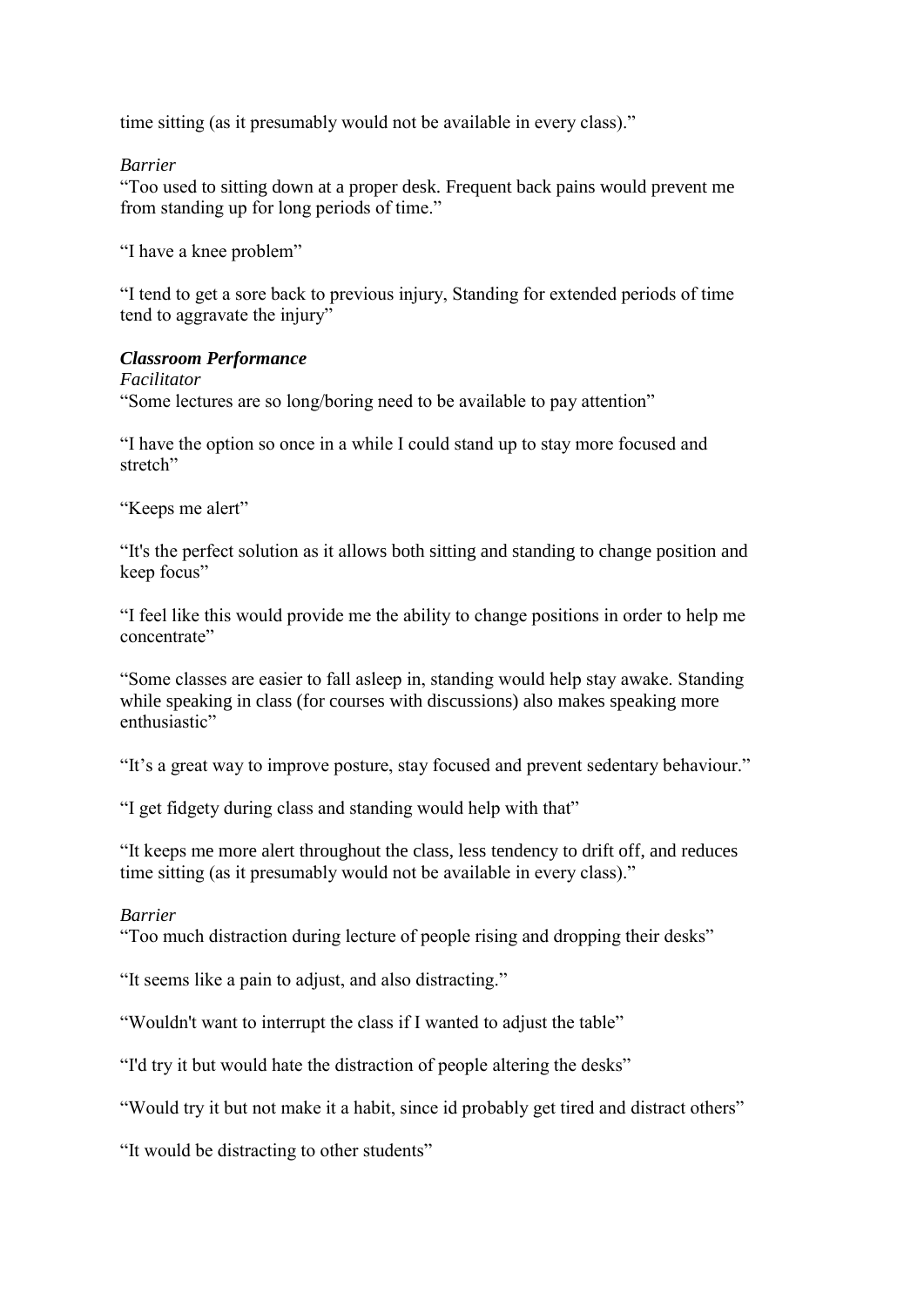time sitting (as it presumably would not be available in every class)."

*Barrier*

"Too used to sitting down at a proper desk. Frequent back pains would prevent me from standing up for long periods of time."

"I have a knee problem"

"I tend to get a sore back to previous injury, Standing for extended periods of time tend to aggravate the injury"

***Classroom Performance***

*Facilitator*

"Some lectures are so long/boring need to be available to pay attention"

"I have the option so once in a while I could stand up to stay more focused and stretch"

"Keeps me alert"

"It's the perfect solution as it allows both sitting and standing to change position and keep focus"

"I feel like this would provide me the ability to change positions in order to help me concentrate"

"Some classes are easier to fall asleep in, standing would help stay awake. Standing while speaking in class (for courses with discussions) also makes speaking more enthusiastic"

"It's a great way to improve posture, stay focused and prevent sedentary behaviour."

"I get fidgety during class and standing would help with that"

"It keeps me more alert throughout the class, less tendency to drift off, and reduces time sitting (as it presumably would not be available in every class)."

*Barrier*

"Too much distraction during lecture of people rising and dropping their desks"

"It seems like a pain to adjust, and also distracting."

"Wouldn't want to interrupt the class if I wanted to adjust the table"

"I'd try it but would hate the distraction of people altering the desks"

"Would try it but not make it a habit, since id probably get tired and distract others"

"It would be distracting to other students"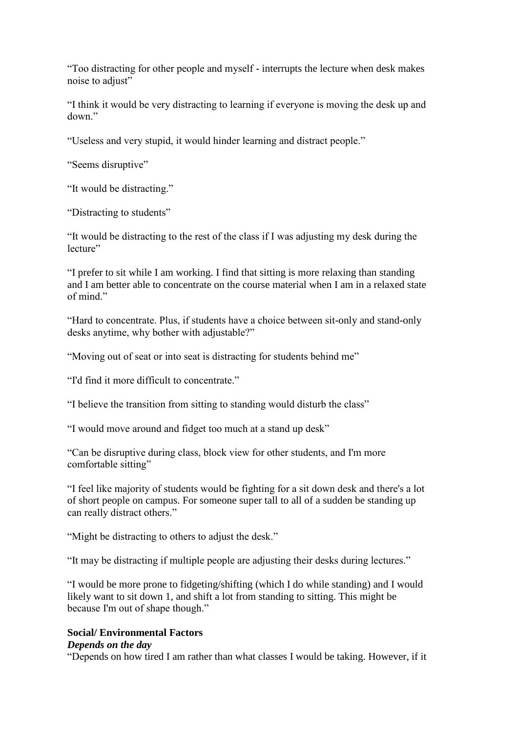“Too distracting for other people and myself - interrupts the lecture when desk makes noise to adjust”

“I think it would be very distracting to learning if everyone is moving the desk up and down.”

“Useless and very stupid, it would hinder learning and distract people.”

“Seems disruptive”

“It would be distracting.”

“Distracting to students”

“It would be distracting to the rest of the class if I was adjusting my desk during the lecture”

“I prefer to sit while I am working. I find that sitting is more relaxing than standing and I am better able to concentrate on the course material when I am in a relaxed state of mind.”

“Hard to concentrate. Plus, if students have a choice between sit-only and stand-only desks anytime, why bother with adjustable?”

“Moving out of seat or into seat is distracting for students behind me”

“I'd find it more difficult to concentrate.”

“I believe the transition from sitting to standing would disturb the class”

“I would move around and fidget too much at a stand up desk”

“Can be disruptive during class, block view for other students, and I'm more comfortable sitting”

“I feel like majority of students would be fighting for a sit down desk and there's a lot of short people on campus. For someone super tall to all of a sudden be standing up can really distract others.”

“Might be distracting to others to adjust the desk.”

“It may be distracting if multiple people are adjusting their desks during lectures.”

“I would be more prone to fidgeting/shifting (which I do while standing) and I would likely want to sit down 1, and shift a lot from standing to sitting. This might be because I'm out of shape though.”

**Social/ Environmental Factors**

***Depends on the day***

“Depends on how tired I am rather than what classes I would be taking. However, if it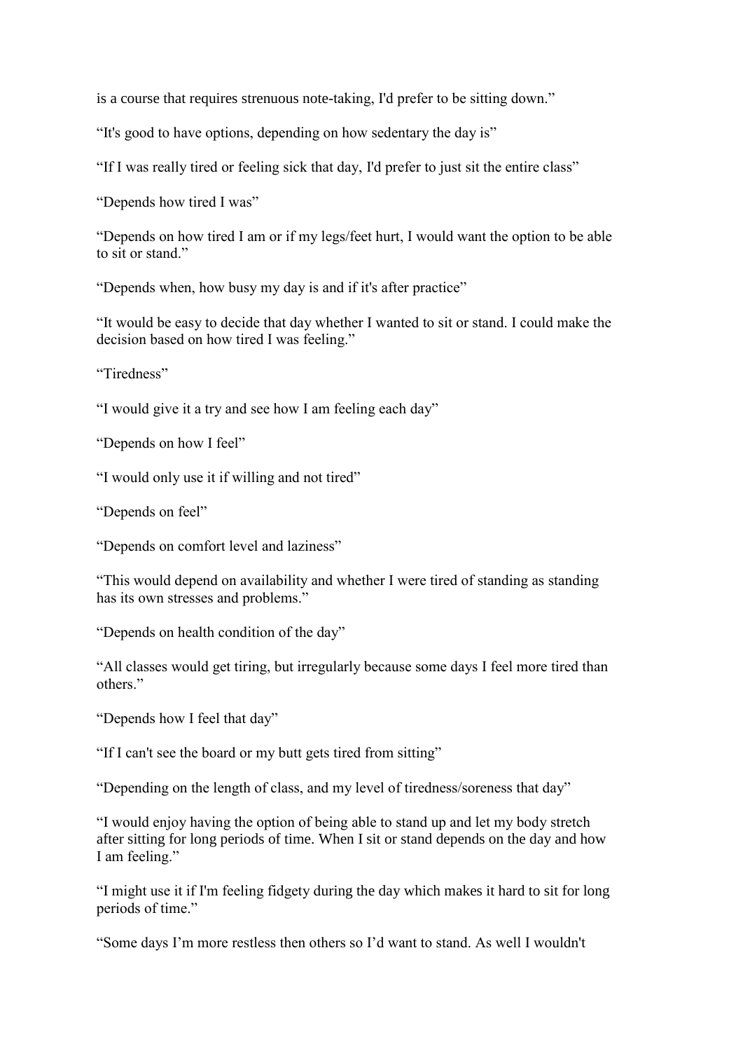is a course that requires strenuous note-taking, I'd prefer to be sitting down."

"It's good to have options, depending on how sedentary the day is"

"If I was really tired or feeling sick that day, I'd prefer to just sit the entire class"

"Depends how tired I was"

"Depends on how tired I am or if my legs/feet hurt, I would want the option to be able to sit or stand."

"Depends when, how busy my day is and if it's after practice"

"It would be easy to decide that day whether I wanted to sit or stand. I could make the decision based on how tired I was feeling."

"Tiredness"

"I would give it a try and see how I am feeling each day"

"Depends on how I feel"

"I would only use it if willing and not tired"

"Depends on feel"

"Depends on comfort level and laziness"

"This would depend on availability and whether I were tired of standing as standing has its own stresses and problems."

"Depends on health condition of the day"

"All classes would get tiring, but irregularly because some days I feel more tired than others."

"Depends how I feel that day"

"If I can't see the board or my butt gets tired from sitting"

"Depending on the length of class, and my level of tiredness/soreness that day"

"I would enjoy having the option of being able to stand up and let my body stretch after sitting for long periods of time. When I sit or stand depends on the day and how I am feeling."

"I might use it if I'm feeling fidgety during the day which makes it hard to sit for long periods of time."

"Some days I'm more restless then others so I'd want to stand. As well I wouldn't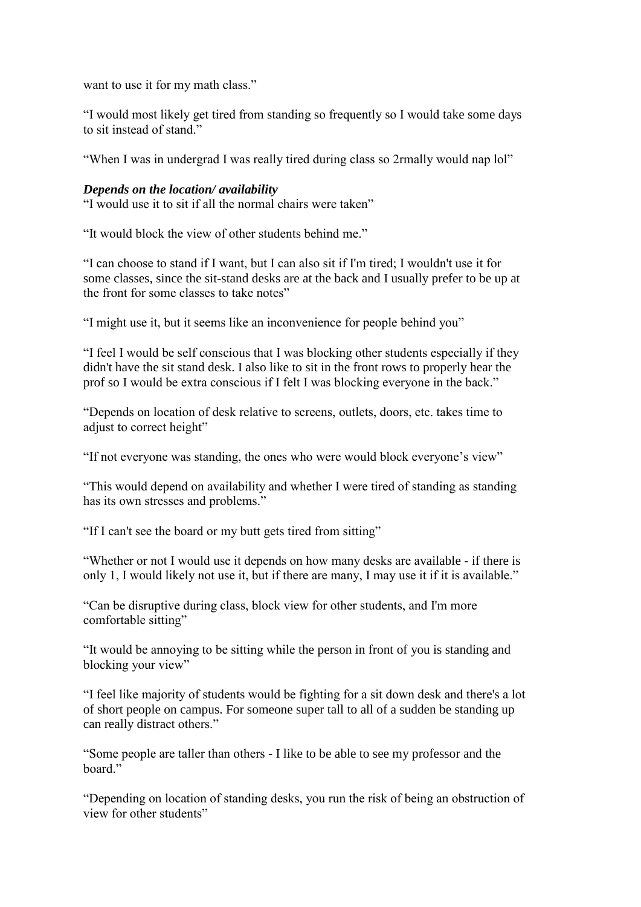want to use it for my math class."

"I would most likely get tired from standing so frequently so I would take some days to sit instead of stand."

"When I was in undergrad I was really tired during class so 2rmally would nap lol"

***Depends on the location/ availability***

"I would use it to sit if all the normal chairs were taken"

"It would block the view of other students behind me."

"I can choose to stand if I want, but I can also sit if I'm tired; I wouldn't use it for some classes, since the sit-stand desks are at the back and I usually prefer to be up at the front for some classes to take notes"

"I might use it, but it seems like an inconvenience for people behind you"

"I feel I would be self conscious that I was blocking other students especially if they didn't have the sit stand desk. I also like to sit in the front rows to properly hear the prof so I would be extra conscious if I felt I was blocking everyone in the back."

"Depends on location of desk relative to screens, outlets, doors, etc. takes time to adjust to correct height"

"If not everyone was standing, the ones who were would block everyone's view"

"This would depend on availability and whether I were tired of standing as standing has its own stresses and problems."

"If I can't see the board or my butt gets tired from sitting"

"Whether or not I would use it depends on how many desks are available - if there is only 1, I would likely not use it, but if there are many, I may use it if it is available."

"Can be disruptive during class, block view for other students, and I'm more comfortable sitting"

"It would be annoying to be sitting while the person in front of you is standing and blocking your view"

"I feel like majority of students would be fighting for a sit down desk and there's a lot of short people on campus. For someone super tall to all of a sudden be standing up can really distract others."

"Some people are taller than others - I like to be able to see my professor and the board."

"Depending on location of standing desks, you run the risk of being an obstruction of view for other students"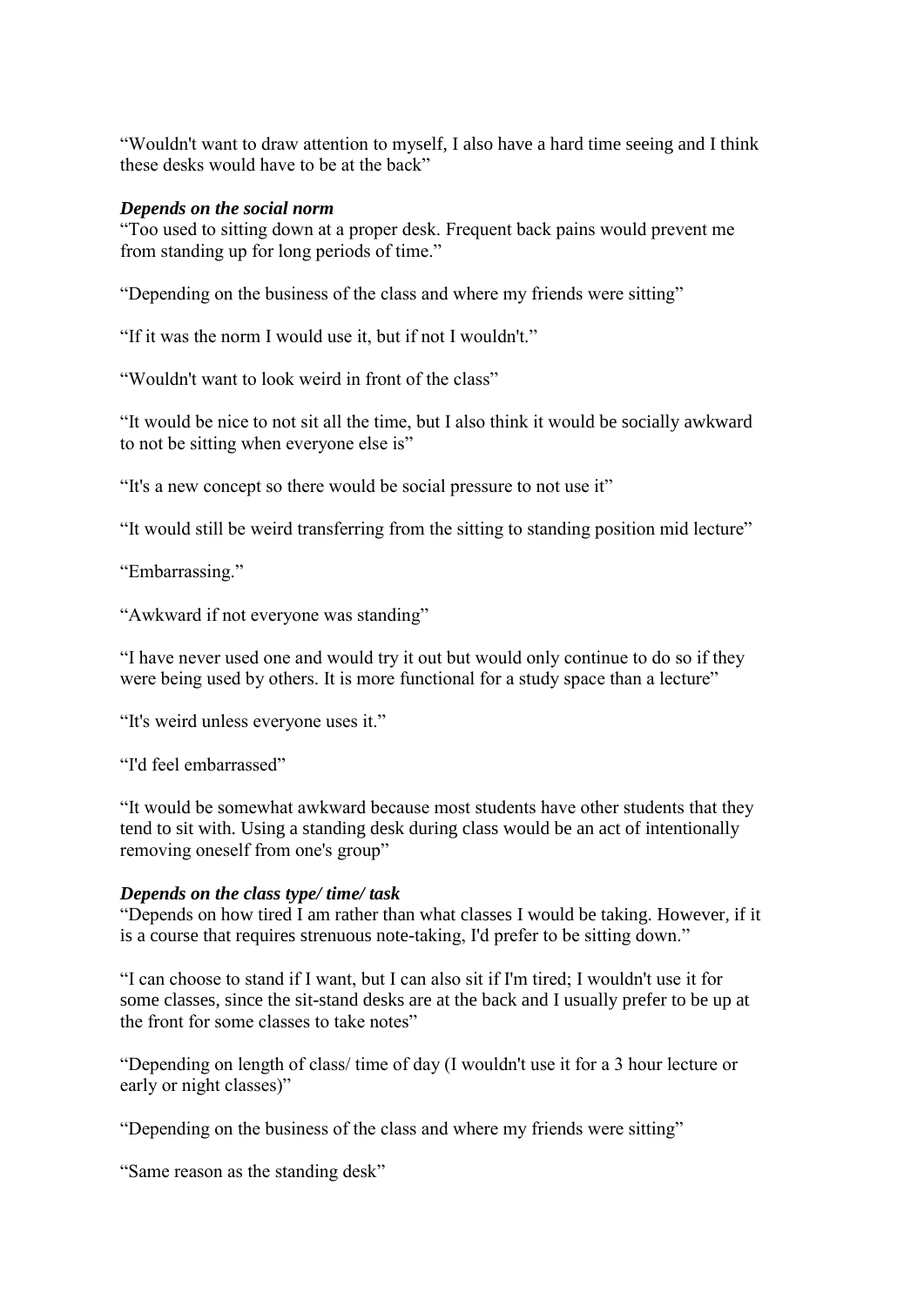"Wouldn't want to draw attention to myself, I also have a hard time seeing and I think these desks would have to be at the back"

***Depends on the social norm***

"Too used to sitting down at a proper desk. Frequent back pains would prevent me from standing up for long periods of time."

"Depending on the business of the class and where my friends were sitting"

"If it was the norm I would use it, but if not I wouldn't."

"Wouldn't want to look weird in front of the class"

"It would be nice to not sit all the time, but I also think it would be socially awkward to not be sitting when everyone else is"

"It's a new concept so there would be social pressure to not use it"

"It would still be weird transferring from the sitting to standing position mid lecture"

"Embarrassing."

"Awkward if not everyone was standing"

"I have never used one and would try it out but would only continue to do so if they were being used by others. It is more functional for a study space than a lecture"

"It's weird unless everyone uses it."

"I'd feel embarrassed"

"It would be somewhat awkward because most students have other students that they tend to sit with. Using a standing desk during class would be an act of intentionally removing oneself from one's group"

***Depends on the class type/ time/ task***

"Depends on how tired I am rather than what classes I would be taking. However, if it is a course that requires strenuous note-taking, I'd prefer to be sitting down."

"I can choose to stand if I want, but I can also sit if I'm tired; I wouldn't use it for some classes, since the sit-stand desks are at the back and I usually prefer to be up at the front for some classes to take notes"

"Depending on length of class/ time of day (I wouldn't use it for a 3 hour lecture or early or night classes)"

"Depending on the business of the class and where my friends were sitting"

"Same reason as the standing desk"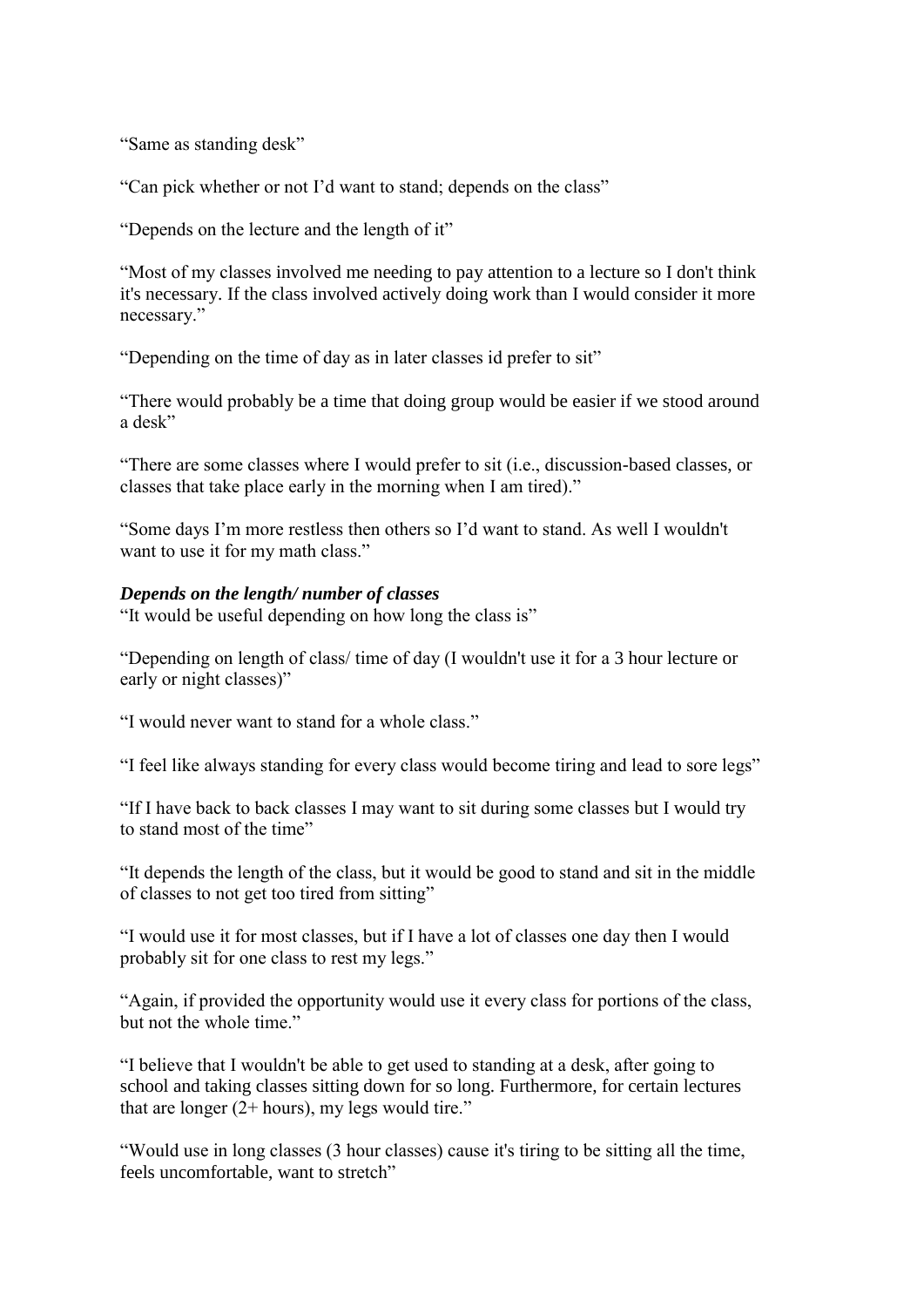"Same as standing desk"

"Can pick whether or not I'd want to stand; depends on the class"

"Depends on the lecture and the length of it"

"Most of my classes involved me needing to pay attention to a lecture so I don't think it's necessary. If the class involved actively doing work than I would consider it more necessary."

"Depending on the time of day as in later classes id prefer to sit"

"There would probably be a time that doing group would be easier if we stood around a desk"

"There are some classes where I would prefer to sit (i.e., discussion-based classes, or classes that take place early in the morning when I am tired)."

"Some days I'm more restless then others so I'd want to stand. As well I wouldn't want to use it for my math class."

***Depends on the length/ number of classes***

"It would be useful depending on how long the class is"

"Depending on length of class/ time of day (I wouldn't use it for a 3 hour lecture or early or night classes)"

"I would never want to stand for a whole class."

"I feel like always standing for every class would become tiring and lead to sore legs"

"If I have back to back classes I may want to sit during some classes but I would try to stand most of the time"

"It depends the length of the class, but it would be good to stand and sit in the middle of classes to not get too tired from sitting"

"I would use it for most classes, but if I have a lot of classes one day then I would probably sit for one class to rest my legs."

"Again, if provided the opportunity would use it every class for portions of the class, but not the whole time."

"I believe that I wouldn't be able to get used to standing at a desk, after going to school and taking classes sitting down for so long. Furthermore, for certain lectures that are longer (2+ hours), my legs would tire."

"Would use in long classes (3 hour classes) cause it's tiring to be sitting all the time, feels uncomfortable, want to stretch"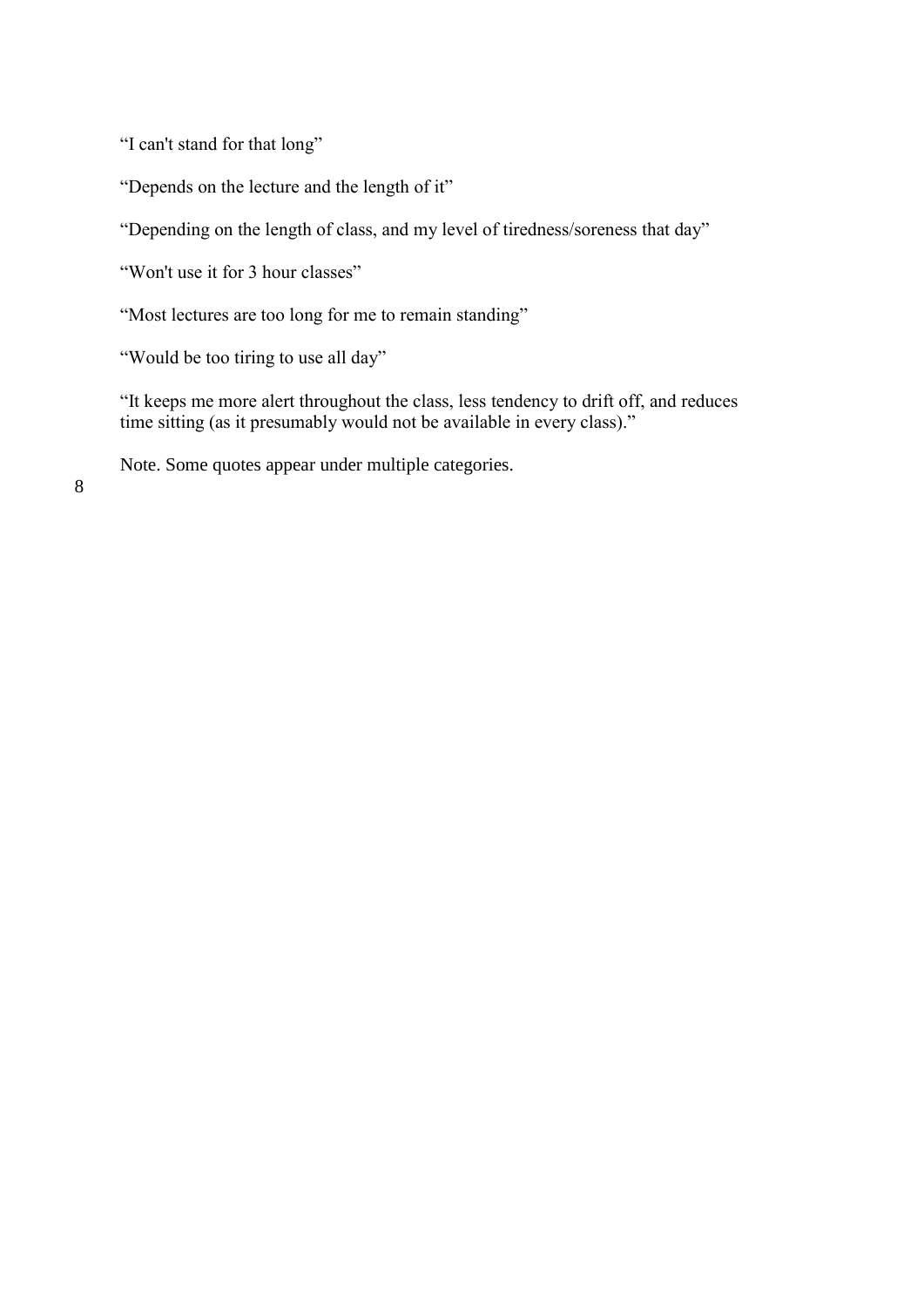"I can't stand for that long"

"Depends on the lecture and the length of it"

"Depending on the length of class, and my level of tiredness/soreness that day"

"Won't use it for 3 hour classes"

"Most lectures are too long for me to remain standing"

"Would be too tiring to use all day"

"It keeps me more alert throughout the class, less tendency to drift off, and reduces time sitting (as it presumably would not be available in every class)."

Note. Some quotes appear under multiple categories.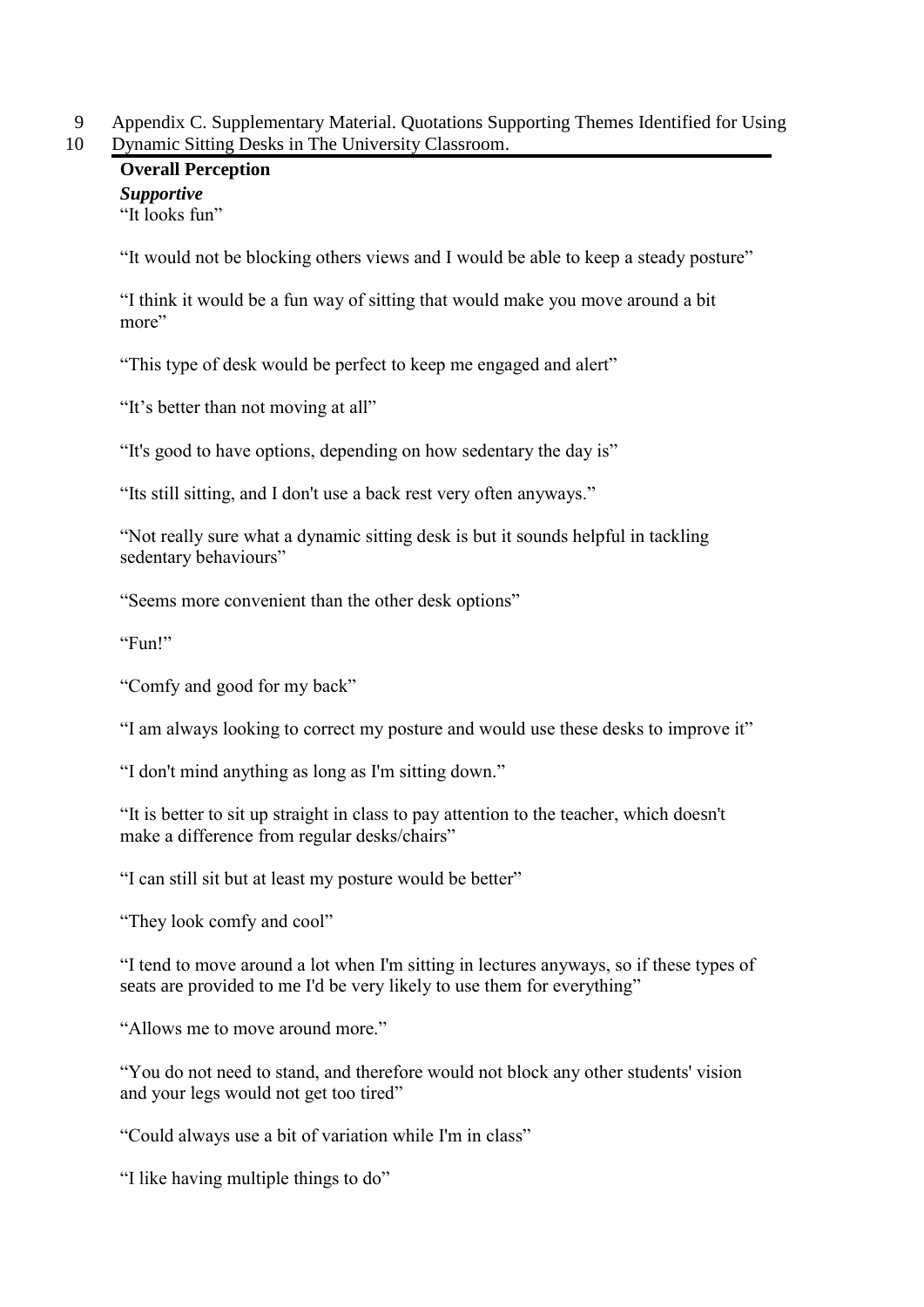Appendix C. Supplementary Material. Quotations Supporting Themes Identified for Using Dynamic Sitting Desks in The University Classroom.

**Overall Perception**

***Supportive***

"It looks fun"

"It would not be blocking others views and I would be able to keep a steady posture"

"I think it would be a fun way of sitting that would make you move around a bit more"

"This type of desk would be perfect to keep me engaged and alert"

"It's better than not moving at all"

"It's good to have options, depending on how sedentary the day is"

"Its still sitting, and I don't use a back rest very often anyways."

"Not really sure what a dynamic sitting desk is but it sounds helpful in tackling sedentary behaviours"

"Seems more convenient than the other desk options"

"Fun!"

"Comfy and good for my back"

"I am always looking to correct my posture and would use these desks to improve it"

"I don't mind anything as long as I'm sitting down."

"It is better to sit up straight in class to pay attention to the teacher, which doesn't make a difference from regular desks/chairs"

"I can still sit but at least my posture would be better"

"They look comfy and cool"

"I tend to move around a lot when I'm sitting in lectures anyways, so if these types of seats are provided to me I'd be very likely to use them for everything"

"Allows me to move around more."

"You do not need to stand, and therefore would not block any other students' vision and your legs would not get too tired"

"Could always use a bit of variation while I'm in class"

"I like having multiple things to do"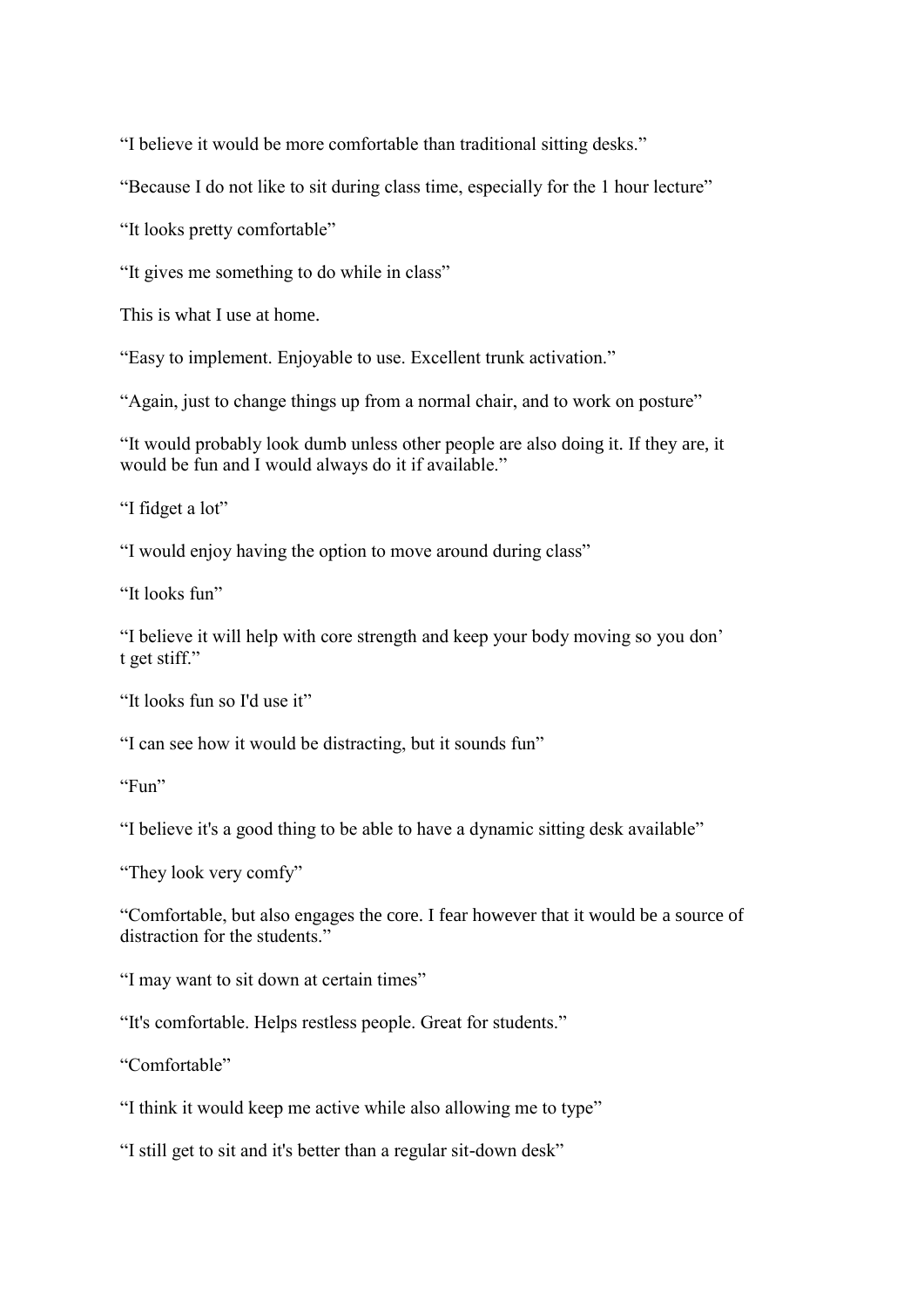"I believe it would be more comfortable than traditional sitting desks."

"Because I do not like to sit during class time, especially for the 1 hour lecture"

"It looks pretty comfortable"

"It gives me something to do while in class"

This is what I use at home.

"Easy to implement. Enjoyable to use. Excellent trunk activation."

"Again, just to change things up from a normal chair, and to work on posture"

"It would probably look dumb unless other people are also doing it. If they are, it would be fun and I would always do it if available."

"I fidget a lot"

"I would enjoy having the option to move around during class"

"It looks fun"

"I believe it will help with core strength and keep your body moving so you don't get stiff."

"It looks fun so I'd use it"

"I can see how it would be distracting, but it sounds fun"

"Fun"

"I believe it's a good thing to be able to have a dynamic sitting desk available"

"They look very comfy"

"Comfortable, but also engages the core. I fear however that it would be a source of distraction for the students."

"I may want to sit down at certain times"

"It's comfortable. Helps restless people. Great for students."

"Comfortable"

"I think it would keep me active while also allowing me to type"

"I still get to sit and it's better than a regular sit-down desk"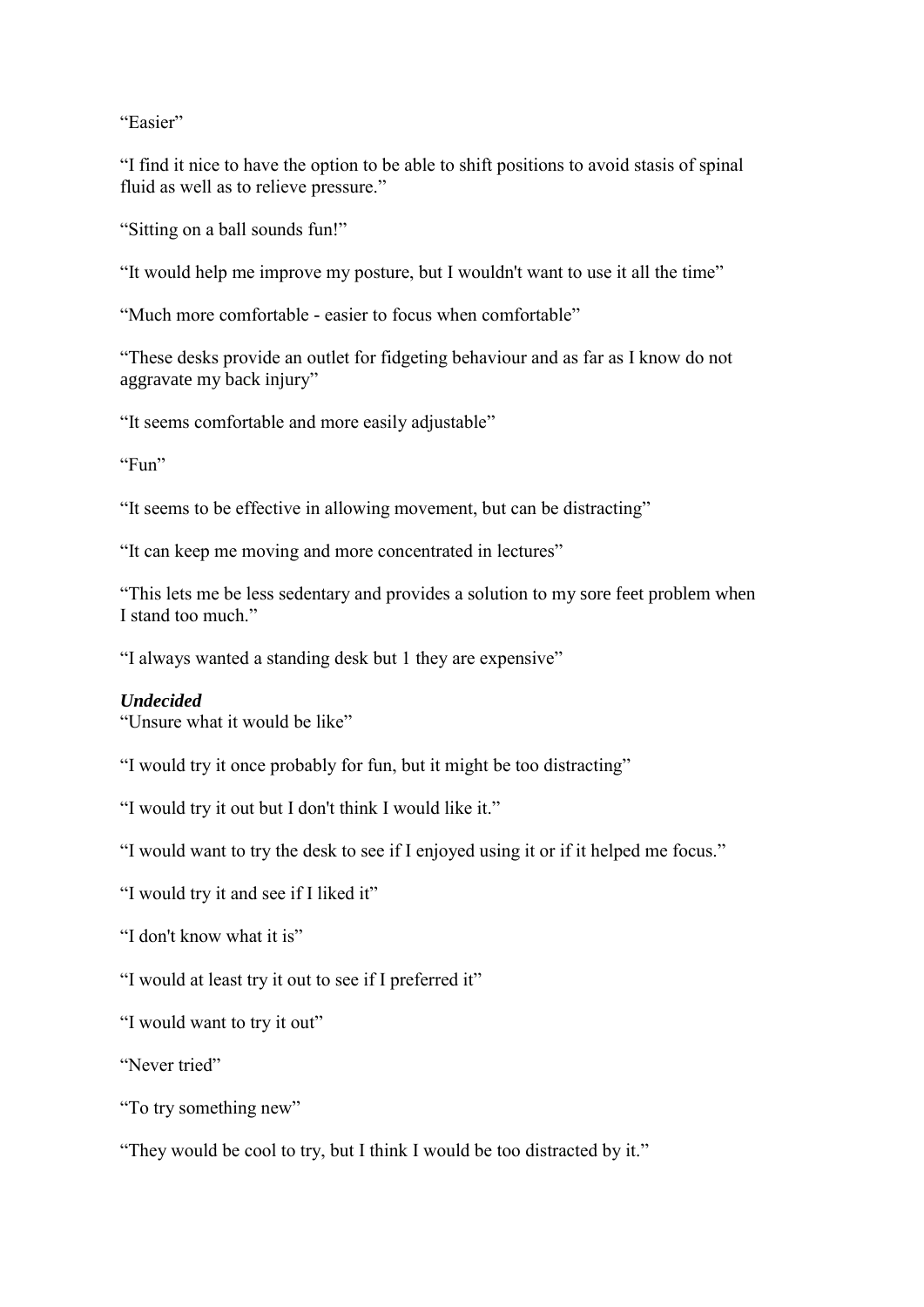"Easier"

"I find it nice to have the option to be able to shift positions to avoid stasis of spinal fluid as well as to relieve pressure."

"Sitting on a ball sounds fun!"

"It would help me improve my posture, but I wouldn't want to use it all the time"

"Much more comfortable - easier to focus when comfortable"

"These desks provide an outlet for fidgeting behaviour and as far as I know do not aggravate my back injury"

"It seems comfortable and more easily adjustable"

"Fun"

"It seems to be effective in allowing movement, but can be distracting"

"It can keep me moving and more concentrated in lectures"

"This lets me be less sedentary and provides a solution to my sore feet problem when I stand too much."

"I always wanted a standing desk but 1 they are expensive"

***Undecided***

"Unsure what it would be like"

"I would try it once probably for fun, but it might be too distracting"

"I would try it out but I don't think I would like it."

"I would want to try the desk to see if I enjoyed using it or if it helped me focus."

"I would try it and see if I liked it"

"I don't know what it is"

"I would at least try it out to see if I preferred it"

"I would want to try it out"

"Never tried"

"To try something new"

"They would be cool to try, but I think I would be too distracted by it."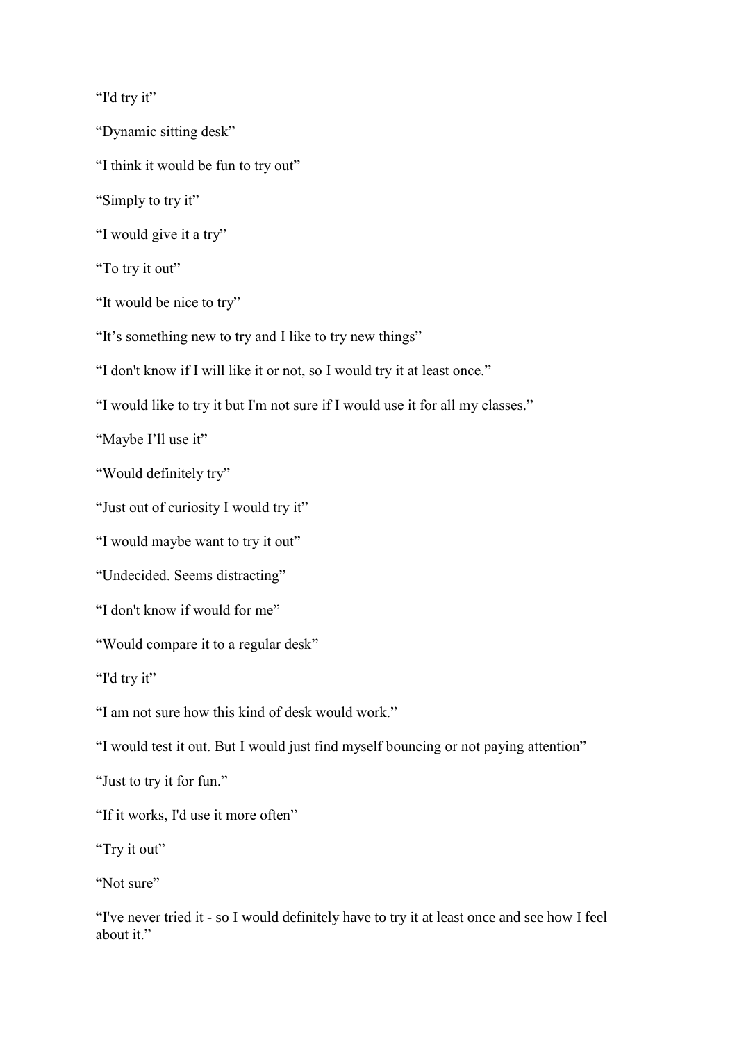“I'd try it”

“Dynamic sitting desk”

“I think it would be fun to try out”

“Simply to try it”

“I would give it a try”

“To try it out”

“It would be nice to try”

“It’s something new to try and I like to try new things”

“I don't know if I will like it or not, so I would try it at least once.”

“I would like to try it but I'm not sure if I would use it for all my classes.”

“Maybe I’ll use it”

“Would definitely try”

“Just out of curiosity I would try it”

“I would maybe want to try it out”

“Undecided. Seems distracting”

“I don't know if would for me”

“Would compare it to a regular desk”

“I'd try it”

“I am not sure how this kind of desk would work.”

“I would test it out. But I would just find myself bouncing or not paying attention”

“Just to try it for fun.”

“If it works, I'd use it more often”

“Try it out”

“Not sure”

“I've never tried it - so I would definitely have to try it at least once and see how I feel about it.”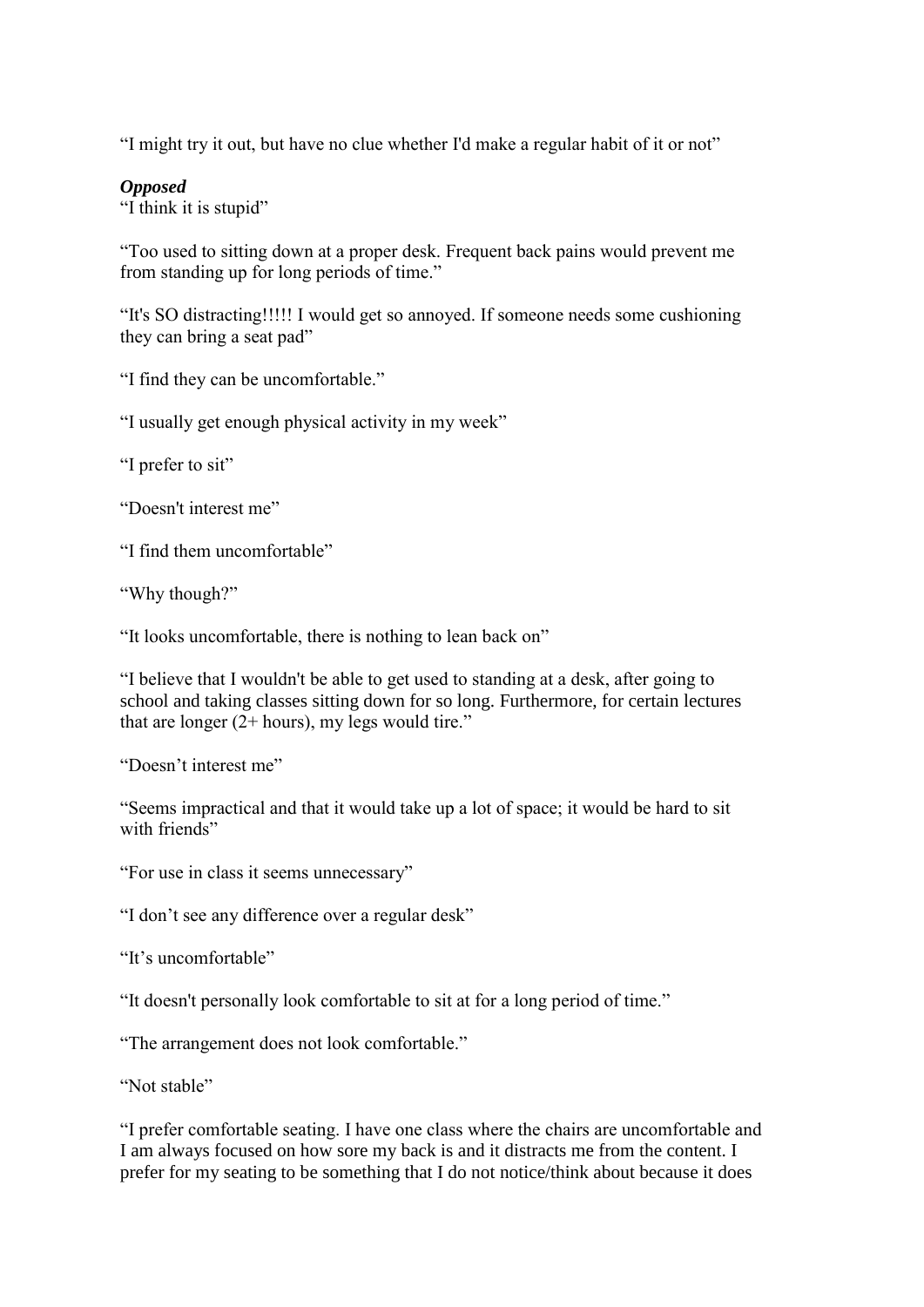"I might try it out, but have no clue whether I'd make a regular habit of it or not"

***Opposed***

"I think it is stupid"

"Too used to sitting down at a proper desk. Frequent back pains would prevent me from standing up for long periods of time."

"It's SO distracting!!!!! I would get so annoyed. If someone needs some cushioning they can bring a seat pad"

"I find they can be uncomfortable."

"I usually get enough physical activity in my week"

"I prefer to sit"

"Doesn't interest me"

"I find them uncomfortable"

"Why though?"

"It looks uncomfortable, there is nothing to lean back on"

"I believe that I wouldn't be able to get used to standing at a desk, after going to school and taking classes sitting down for so long. Furthermore, for certain lectures that are longer (2+ hours), my legs would tire."

"Doesn't interest me"

"Seems impractical and that it would take up a lot of space; it would be hard to sit with friends"

"For use in class it seems unnecessary"

"I don't see any difference over a regular desk"

"It's uncomfortable"

"It doesn't personally look comfortable to sit at for a long period of time."

"The arrangement does not look comfortable."

"Not stable"

"I prefer comfortable seating. I have one class where the chairs are uncomfortable and I am always focused on how sore my back is and it distracts me from the content. I prefer for my seating to be something that I do not notice/think about because it does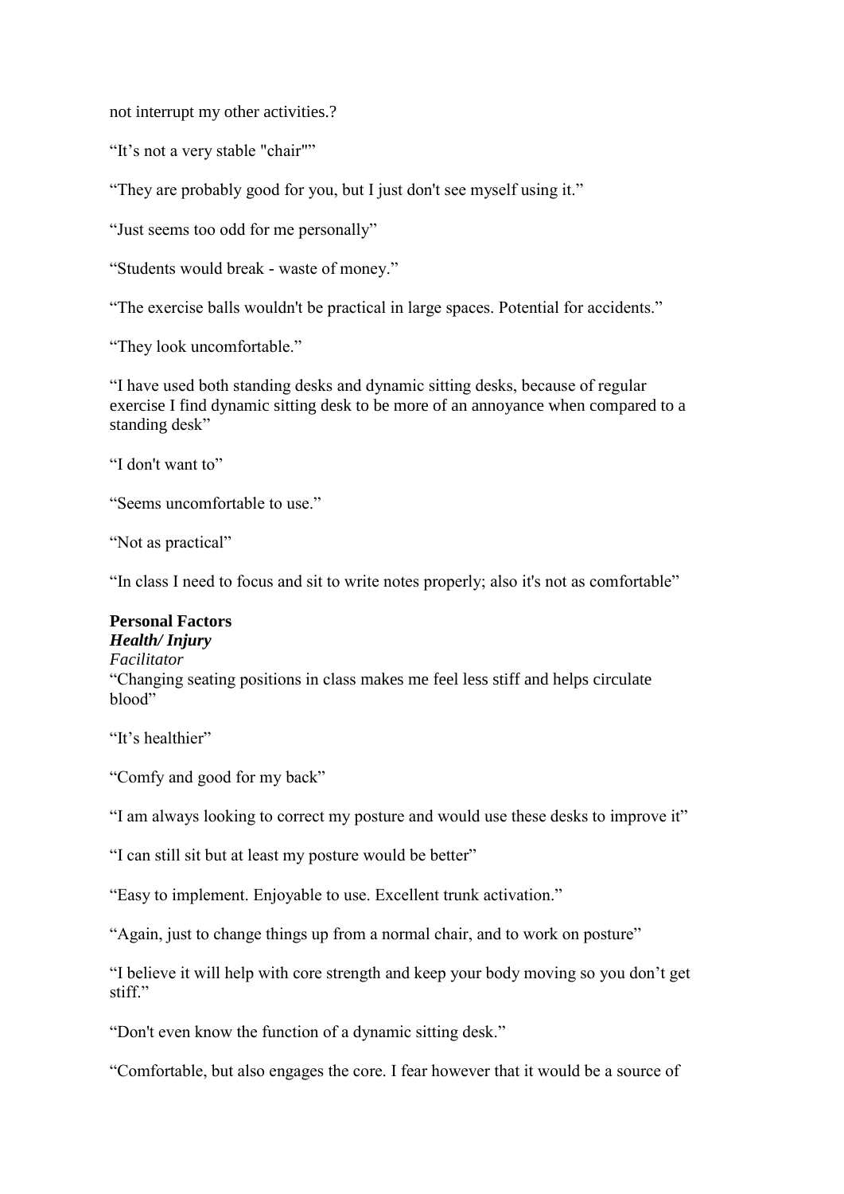not interrupt my other activities.?

“It’s not a very stable "chair"”

“They are probably good for you, but I just don't see myself using it.”

“Just seems too odd for me personally”

“Students would break - waste of money.”

“The exercise balls wouldn't be practical in large spaces. Potential for accidents.”

“They look uncomfortable.”

“I have used both standing desks and dynamic sitting desks, because of regular exercise I find dynamic sitting desk to be more of an annoyance when compared to a standing desk”

“I don't want to”

“Seems uncomfortable to use.”

“Not as practical”

“In class I need to focus and sit to write notes properly; also it's not as comfortable”

**Personal Factors**

***Health/ Injury***

*Facilitator*

“Changing seating positions in class makes me feel less stiff and helps circulate blood”

“It’s healthier”

“Comfy and good for my back”

“I am always looking to correct my posture and would use these desks to improve it”

“I can still sit but at least my posture would be better”

“Easy to implement. Enjoyable to use. Excellent trunk activation.”

“Again, just to change things up from a normal chair, and to work on posture”

“I believe it will help with core strength and keep your body moving so you don’t get stiff.”

“Don't even know the function of a dynamic sitting desk.”

“Comfortable, but also engages the core. I fear however that it would be a source of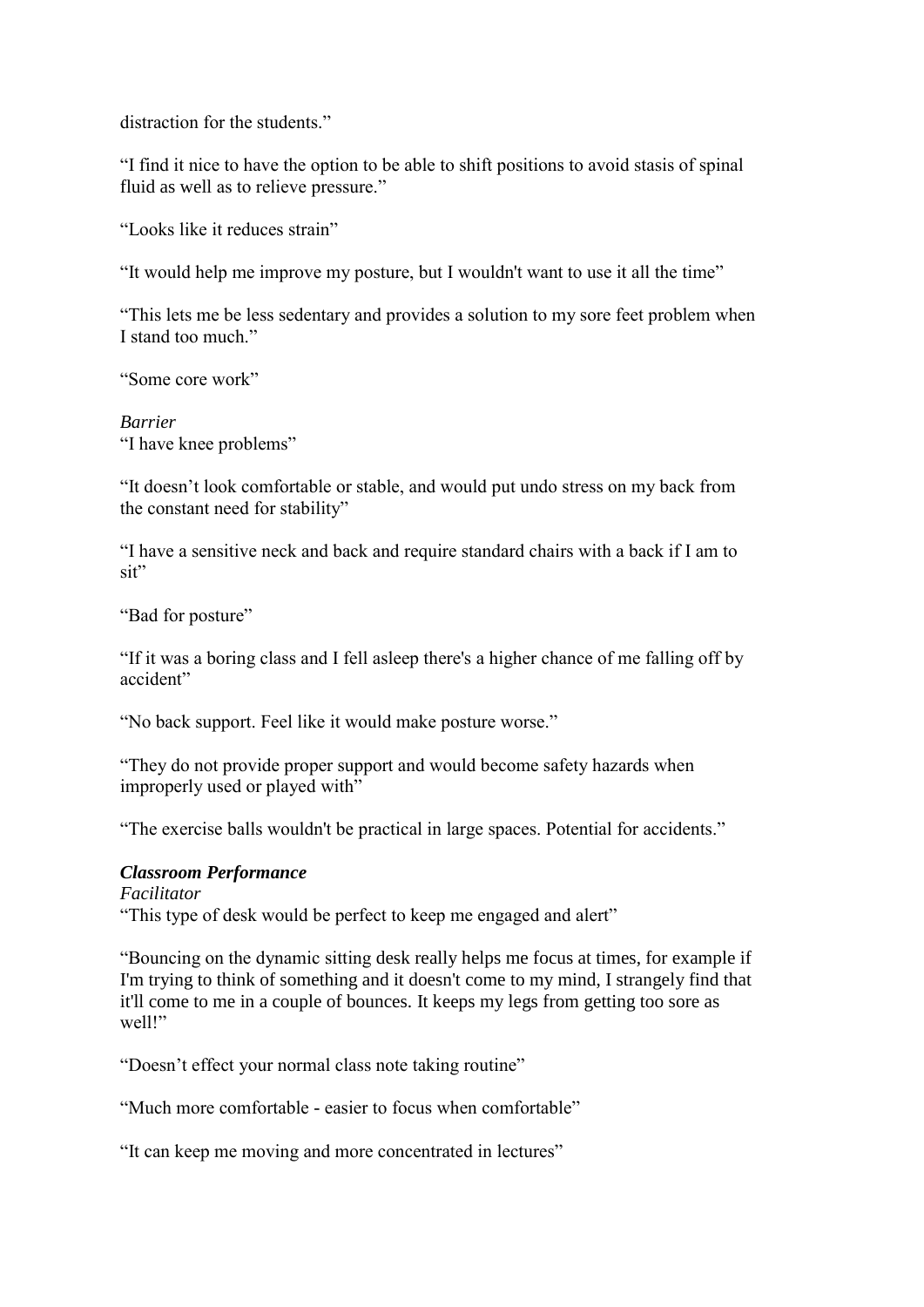distraction for the students."

"I find it nice to have the option to be able to shift positions to avoid stasis of spinal fluid as well as to relieve pressure."

"Looks like it reduces strain"

"It would help me improve my posture, but I wouldn't want to use it all the time"

"This lets me be less sedentary and provides a solution to my sore feet problem when I stand too much."

"Some core work"

*Barrier*
"I have knee problems"

"It doesn't look comfortable or stable, and would put undo stress on my back from the constant need for stability"

"I have a sensitive neck and back and require standard chairs with a back if I am to sit"

"Bad for posture"

"If it was a boring class and I fell asleep there's a higher chance of me falling off by accident"

"No back support. Feel like it would make posture worse."

"They do not provide proper support and would become safety hazards when improperly used or played with"

"The exercise balls wouldn't be practical in large spaces. Potential for accidents."

***Classroom Performance***
*Facilitator*
"This type of desk would be perfect to keep me engaged and alert"

"Bouncing on the dynamic sitting desk really helps me focus at times, for example if I'm trying to think of something and it doesn't come to my mind, I strangely find that it'll come to me in a couple of bounces. It keeps my legs from getting too sore as well!"

"Doesn't effect your normal class note taking routine"

"Much more comfortable - easier to focus when comfortable"

"It can keep me moving and more concentrated in lectures"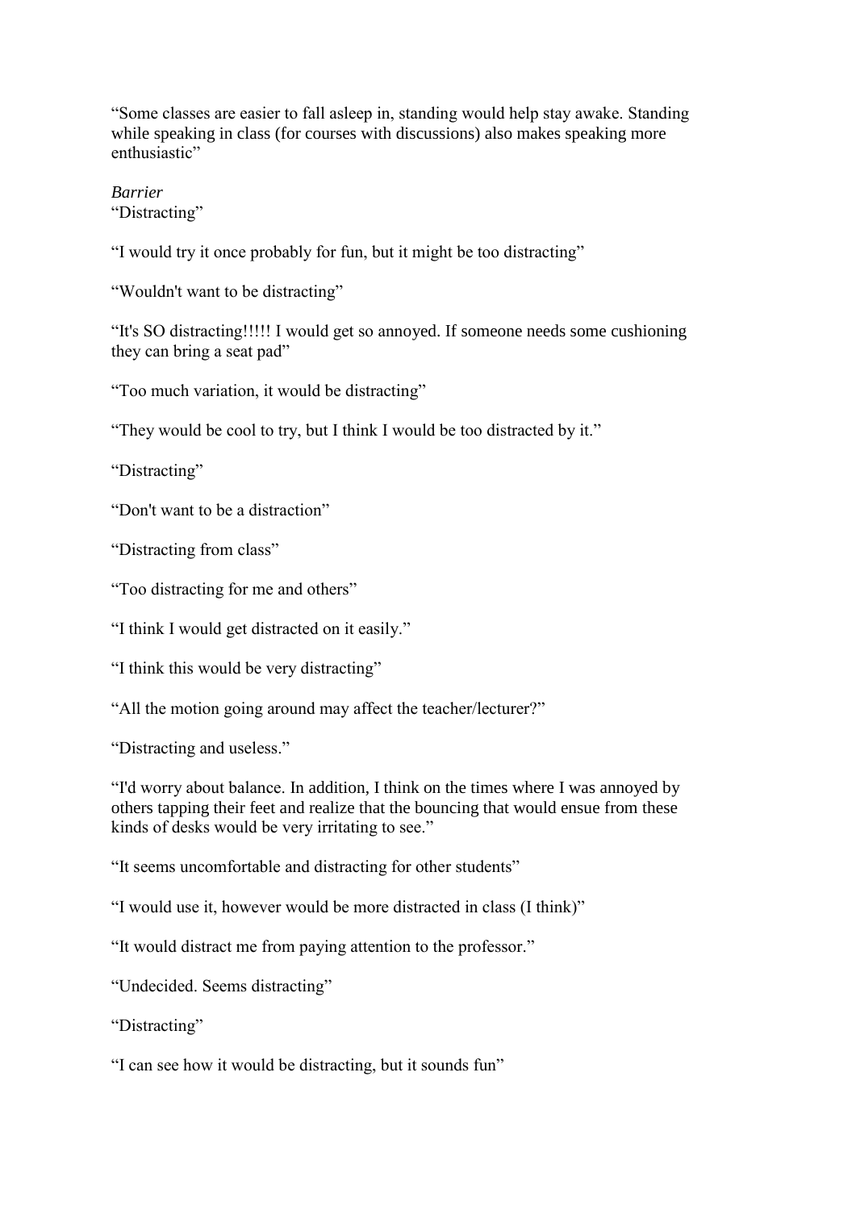"Some classes are easier to fall asleep in, standing would help stay awake. Standing while speaking in class (for courses with discussions) also makes speaking more enthusiastic"

*Barrier*

"Distracting"

"I would try it once probably for fun, but it might be too distracting"

"Wouldn't want to be distracting"

"It's SO distracting!!!!! I would get so annoyed. If someone needs some cushioning they can bring a seat pad"

"Too much variation, it would be distracting"

"They would be cool to try, but I think I would be too distracted by it."

"Distracting"

"Don't want to be a distraction"

"Distracting from class"

"Too distracting for me and others"

"I think I would get distracted on it easily."

"I think this would be very distracting"

"All the motion going around may affect the teacher/lecturer?"

"Distracting and useless."

"I'd worry about balance. In addition, I think on the times where I was annoyed by others tapping their feet and realize that the bouncing that would ensue from these kinds of desks would be very irritating to see."

"It seems uncomfortable and distracting for other students"

"I would use it, however would be more distracted in class (I think)"

"It would distract me from paying attention to the professor."

"Undecided. Seems distracting"

"Distracting"

"I can see how it would be distracting, but it sounds fun"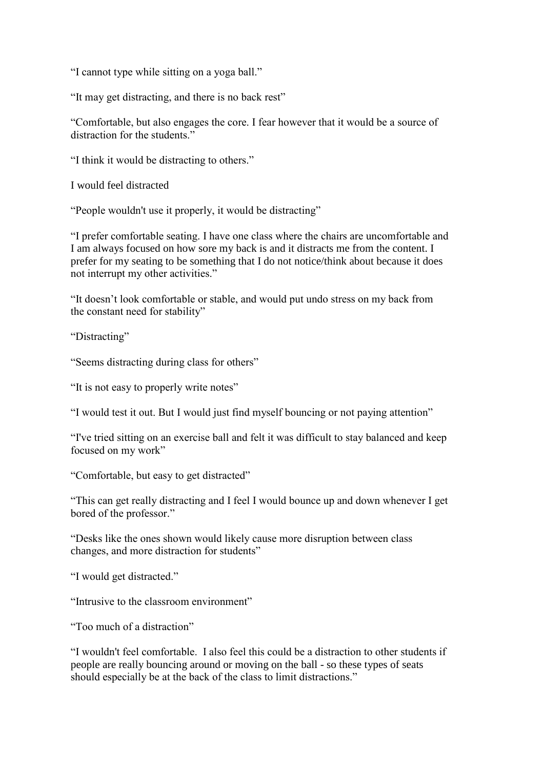"I cannot type while sitting on a yoga ball."

"It may get distracting, and there is no back rest"

"Comfortable, but also engages the core. I fear however that it would be a source of distraction for the students."

"I think it would be distracting to others."

I would feel distracted

"People wouldn't use it properly, it would be distracting"

"I prefer comfortable seating. I have one class where the chairs are uncomfortable and I am always focused on how sore my back is and it distracts me from the content. I prefer for my seating to be something that I do not notice/think about because it does not interrupt my other activities."

"It doesn't look comfortable or stable, and would put undo stress on my back from the constant need for stability"

"Distracting"

"Seems distracting during class for others"

"It is not easy to properly write notes"

"I would test it out. But I would just find myself bouncing or not paying attention"

"I've tried sitting on an exercise ball and felt it was difficult to stay balanced and keep focused on my work"

"Comfortable, but easy to get distracted"

"This can get really distracting and I feel I would bounce up and down whenever I get bored of the professor."

"Desks like the ones shown would likely cause more disruption between class changes, and more distraction for students"

"I would get distracted."

"Intrusive to the classroom environment"

"Too much of a distraction"

"I wouldn't feel comfortable. I also feel this could be a distraction to other students if people are really bouncing around or moving on the ball - so these types of seats should especially be at the back of the class to limit distractions."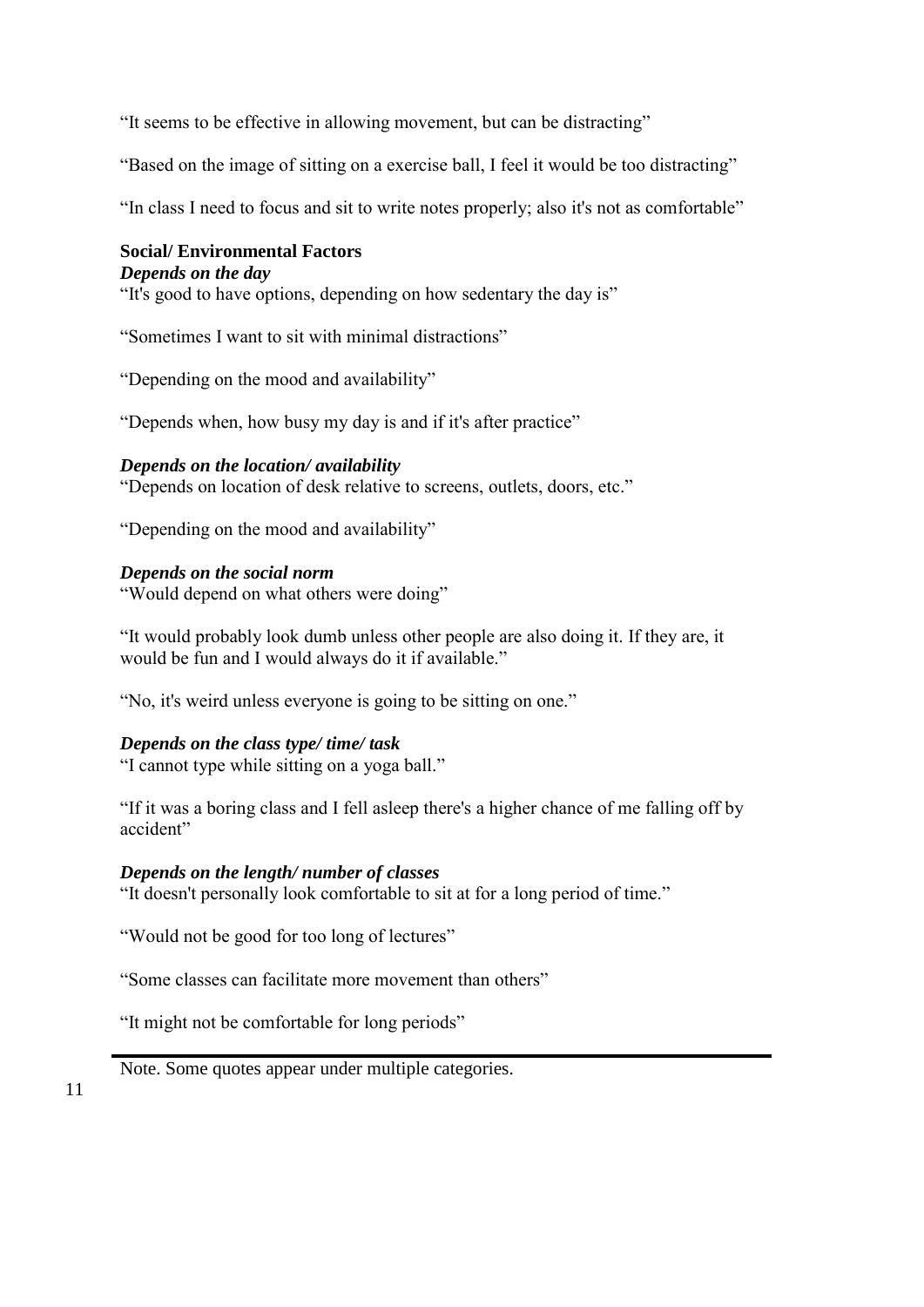"It seems to be effective in allowing movement, but can be distracting"

"Based on the image of sitting on a exercise ball, I feel it would be too distracting"

"In class I need to focus and sit to write notes properly; also it's not as comfortable"

**Social/ Environmental Factors**

***Depends on the day***

"It's good to have options, depending on how sedentary the day is"

"Sometimes I want to sit with minimal distractions"

"Depending on the mood and availability"

"Depends when, how busy my day is and if it's after practice"

***Depends on the location/ availability***

"Depends on location of desk relative to screens, outlets, doors, etc."

"Depending on the mood and availability"

***Depends on the social norm***

"Would depend on what others were doing"

"It would probably look dumb unless other people are also doing it. If they are, it would be fun and I would always do it if available."

"No, it's weird unless everyone is going to be sitting on one."

***Depends on the class type/ time/ task***

"I cannot type while sitting on a yoga ball."

"If it was a boring class and I fell asleep there's a higher chance of me falling off by accident"

***Depends on the length/ number of classes***

"It doesn't personally look comfortable to sit at for a long period of time."

"Would not be good for too long of lectures"

"Some classes can facilitate more movement than others"

"It might not be comfortable for long periods"

Note. Some quotes appear under multiple categories.